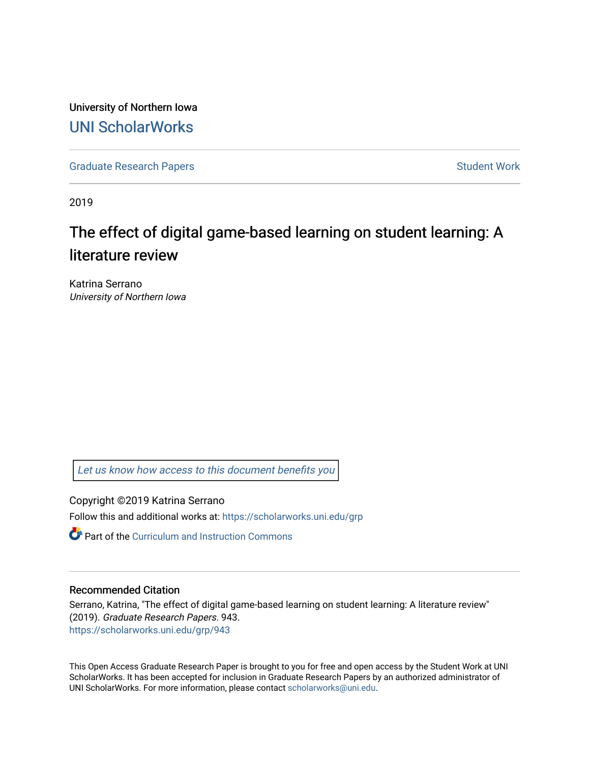University of Northern Iowa

# UNI ScholarWorks

Graduate Research Papers | Student Work

2019

# The effect of digital game-based learning on student learning: A literature review

Katrina Serrano
*University of Northern Iowa*

Let us know how access to this document benefits you

Copyright ©2019 Katrina Serrano

Follow this and additional works at: https://scholarworks.uni.edu/grp

Part of the Curriculum and Instruction Commons

## Recommended Citation

Serrano, Katrina, "The effect of digital game-based learning on student learning: A literature review" (2019). *Graduate Research Papers*. 943.
https://scholarworks.uni.edu/grp/943

This Open Access Graduate Research Paper is brought to you for free and open access by the Student Work at UNI ScholarWorks. It has been accepted for inclusion in Graduate Research Papers by an authorized administrator of UNI ScholarWorks. For more information, please contact scholarworks@uni.edu.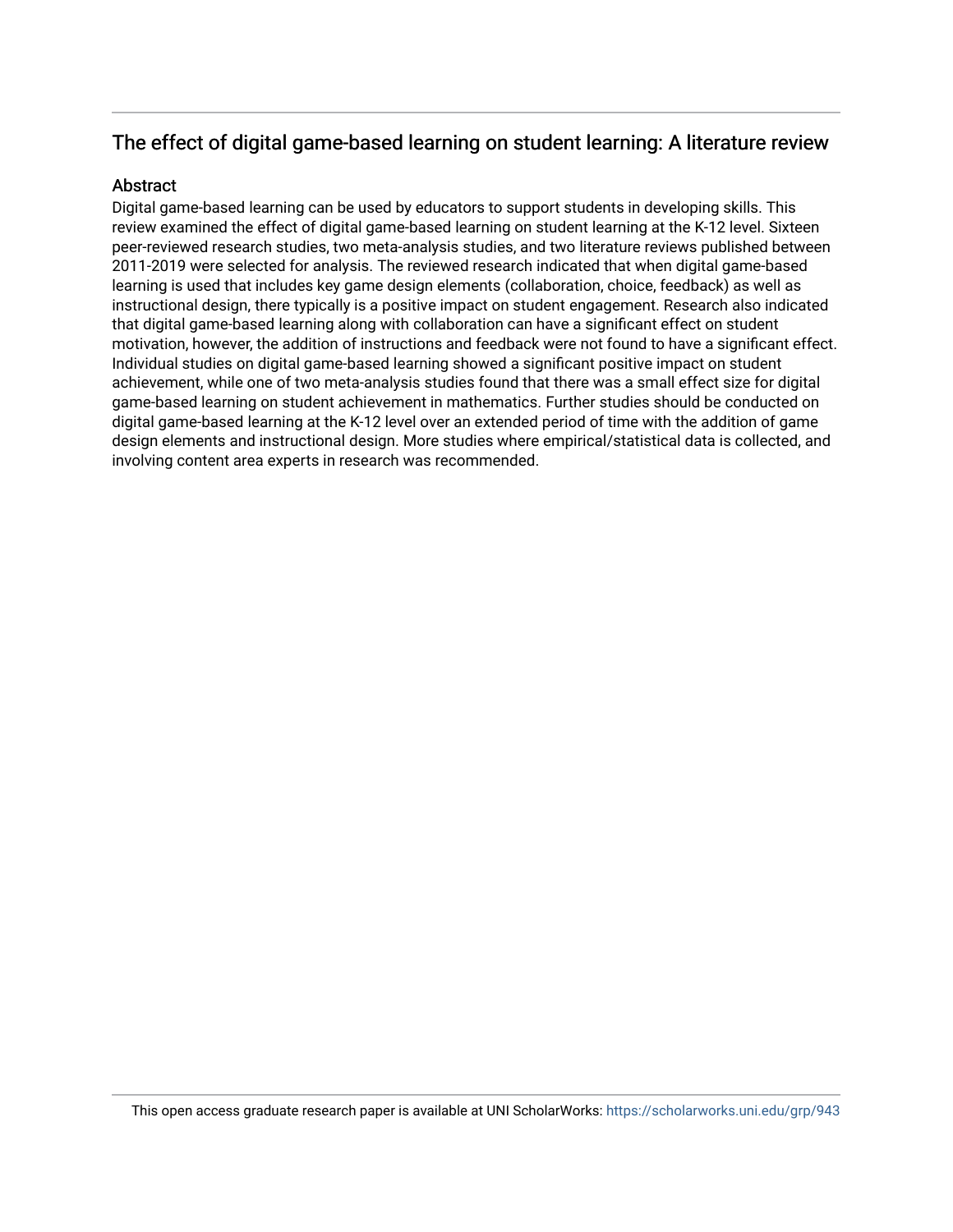## The effect of digital game-based learning on student learning: A literature review

### Abstract

Digital game-based learning can be used by educators to support students in developing skills. This review examined the effect of digital game-based learning on student learning at the K-12 level. Sixteen peer-reviewed research studies, two meta-analysis studies, and two literature reviews published between 2011-2019 were selected for analysis. The reviewed research indicated that when digital game-based learning is used that includes key game design elements (collaboration, choice, feedback) as well as instructional design, there typically is a positive impact on student engagement. Research also indicated that digital game-based learning along with collaboration can have a significant effect on student motivation, however, the addition of instructions and feedback were not found to have a significant effect. Individual studies on digital game-based learning showed a significant positive impact on student achievement, while one of two meta-analysis studies found that there was a small effect size for digital game-based learning on student achievement in mathematics. Further studies should be conducted on digital game-based learning at the K-12 level over an extended period of time with the addition of game design elements and instructional design. More studies where empirical/statistical data is collected, and involving content area experts in research was recommended.

This open access graduate research paper is available at UNI ScholarWorks: https://scholarworks.uni.edu/grp/943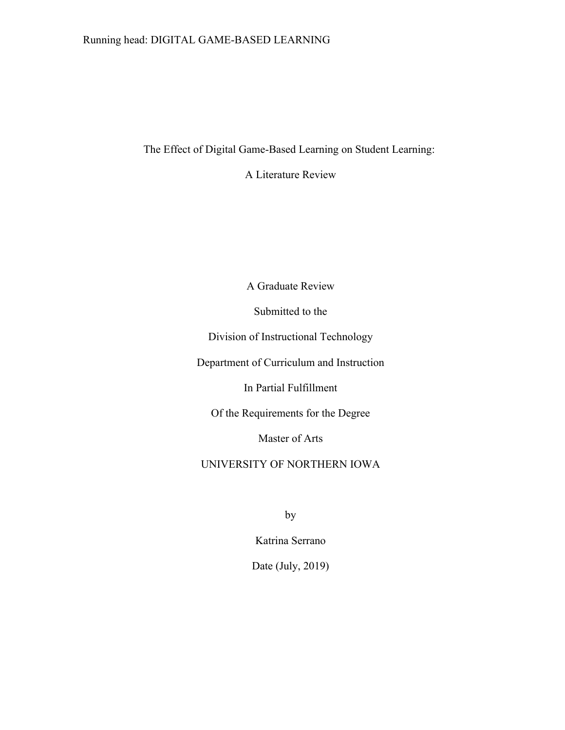# The Effect of Digital Game-Based Learning on Student Learning:

# A Literature Review

A Graduate Review

Submitted to the

Division of Instructional Technology

Department of Curriculum and Instruction

In Partial Fulfillment

Of the Requirements for the Degree

Master of Arts

UNIVERSITY OF NORTHERN IOWA

by

Katrina Serrano

Date (July, 2019)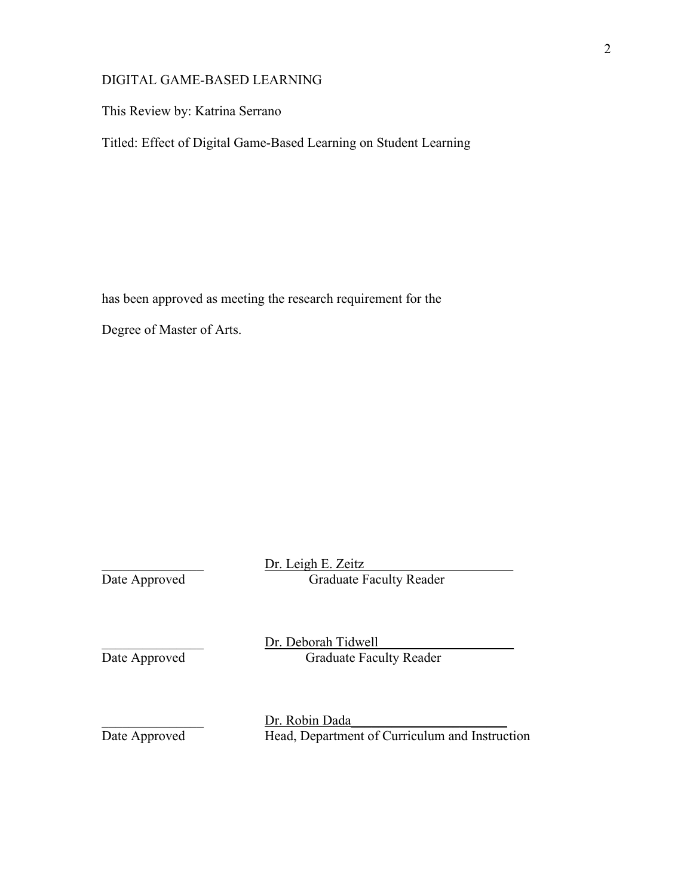DIGITAL GAME-BASED LEARNING

This Review by: Katrina Serrano

Titled: Effect of Digital Game-Based Learning on Student Learning

has been approved as meeting the research requirement for the

Degree of Master of Arts.

| | |
|---|---|
| ______________ | Dr. Leigh E. Zeitz |
| Date Approved | Graduate Faculty Reader |
| ______________ | Dr. Deborah Tidwell |
| Date Approved | Graduate Faculty Reader |
| ______________ | Dr. Robin Dada |
| Date Approved | Head, Department of Curriculum and Instruction |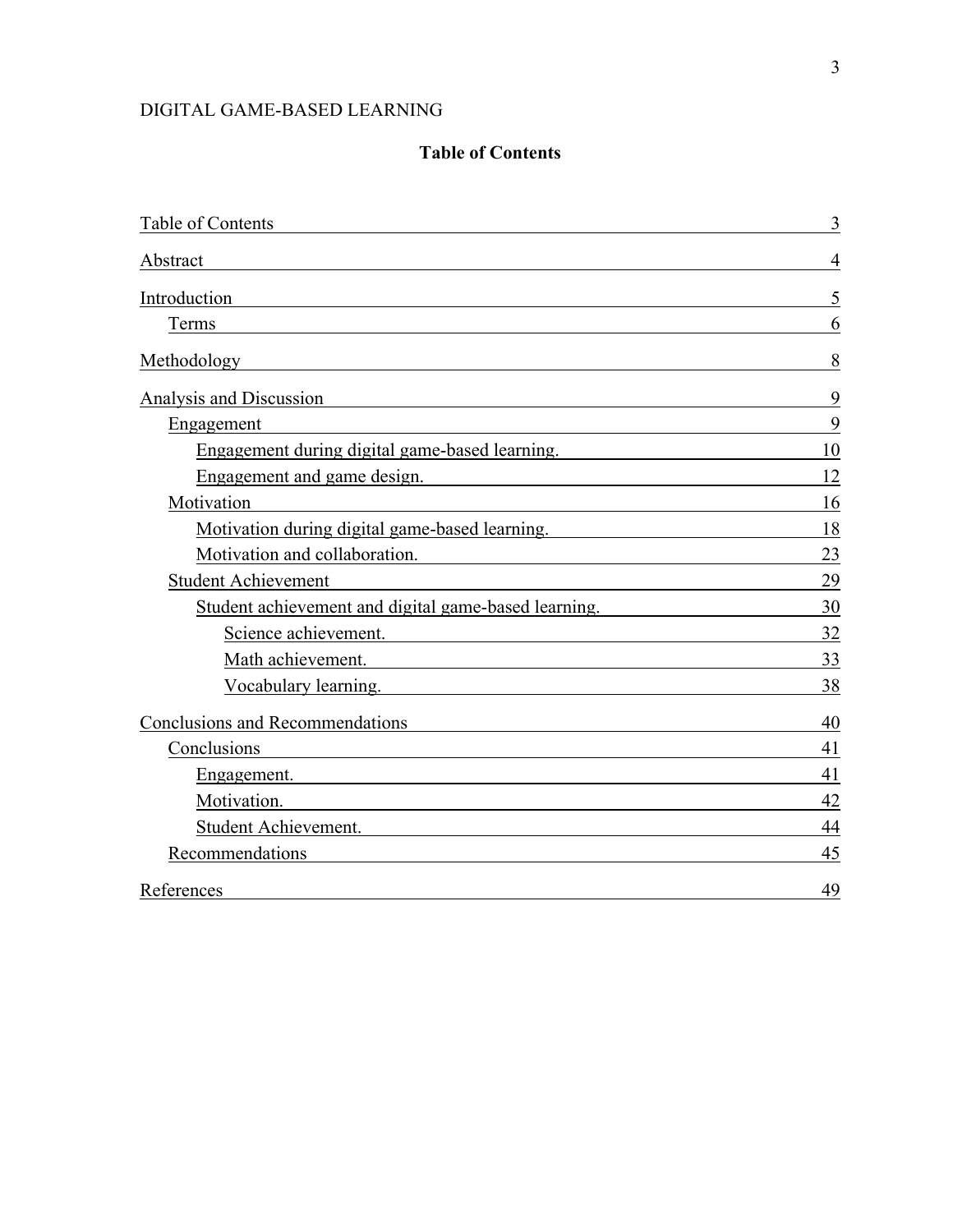# Table of Contents

Table of Contents 3

Abstract 4

Introduction 5

- Terms 6

Methodology 8

Analysis and Discussion 9

- Engagement 9
  - Engagement during digital game-based learning. 10
  - Engagement and game design. 12
- Motivation 16
  - Motivation during digital game-based learning. 18
  - Motivation and collaboration. 23
- Student Achievement 29
  - Student achievement and digital game-based learning. 30
    - Science achievement. 32
    - Math achievement. 33
    - Vocabulary learning. 38

Conclusions and Recommendations 40

- Conclusions 41
  - Engagement. 41
  - Motivation. 42
  - Student Achievement. 44
- Recommendations 45

References 49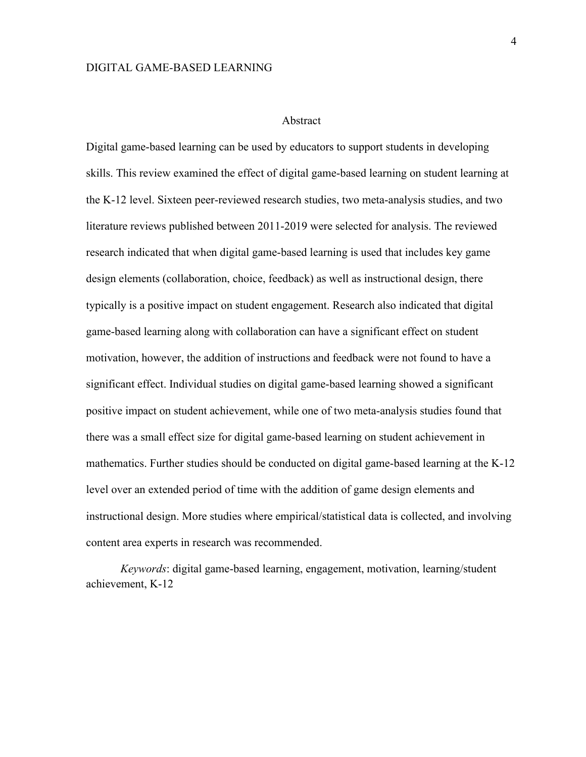# Abstract

Digital game-based learning can be used by educators to support students in developing skills. This review examined the effect of digital game-based learning on student learning at the K-12 level. Sixteen peer-reviewed research studies, two meta-analysis studies, and two literature reviews published between 2011-2019 were selected for analysis. The reviewed research indicated that when digital game-based learning is used that includes key game design elements (collaboration, choice, feedback) as well as instructional design, there typically is a positive impact on student engagement. Research also indicated that digital game-based learning along with collaboration can have a significant effect on student motivation, however, the addition of instructions and feedback were not found to have a significant effect. Individual studies on digital game-based learning showed a significant positive impact on student achievement, while one of two meta-analysis studies found that there was a small effect size for digital game-based learning on student achievement in mathematics. Further studies should be conducted on digital game-based learning at the K-12 level over an extended period of time with the addition of game design elements and instructional design. More studies where empirical/statistical data is collected, and involving content area experts in research was recommended.

*Keywords*: digital game-based learning, engagement, motivation, learning/student achievement, K-12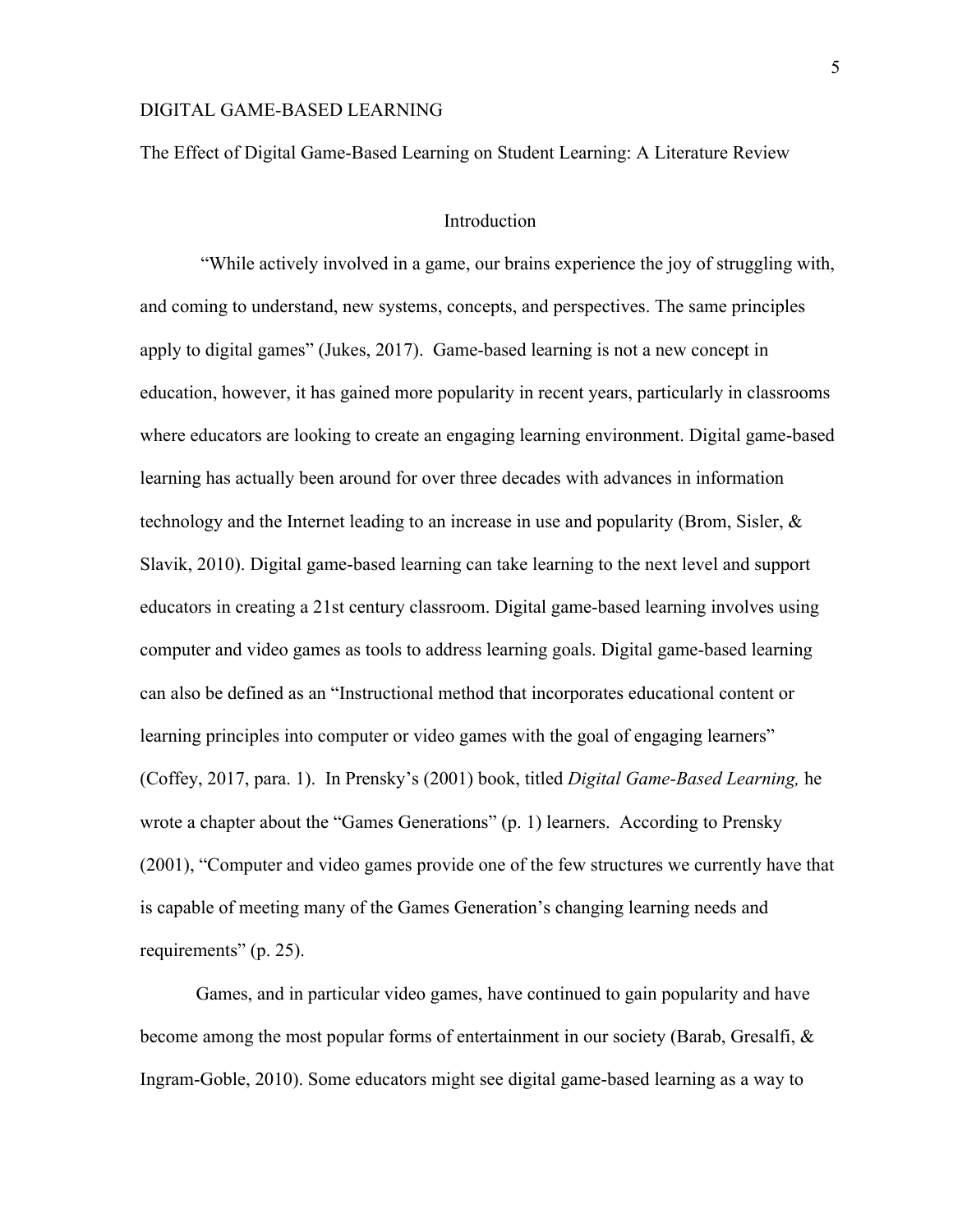The Effect of Digital Game-Based Learning on Student Learning: A Literature Review

## Introduction

"While actively involved in a game, our brains experience the joy of struggling with, and coming to understand, new systems, concepts, and perspectives. The same principles apply to digital games" (Jukes, 2017). Game-based learning is not a new concept in education, however, it has gained more popularity in recent years, particularly in classrooms where educators are looking to create an engaging learning environment. Digital game-based learning has actually been around for over three decades with advances in information technology and the Internet leading to an increase in use and popularity (Brom, Sisler, & Slavik, 2010). Digital game-based learning can take learning to the next level and support educators in creating a 21st century classroom. Digital game-based learning involves using computer and video games as tools to address learning goals. Digital game-based learning can also be defined as an "Instructional method that incorporates educational content or learning principles into computer or video games with the goal of engaging learners" (Coffey, 2017, para. 1). In Prensky's (2001) book, titled *Digital Game-Based Learning,* he wrote a chapter about the "Games Generations" (p. 1) learners. According to Prensky (2001), "Computer and video games provide one of the few structures we currently have that is capable of meeting many of the Games Generation's changing learning needs and requirements" (p. 25).

Games, and in particular video games, have continued to gain popularity and have become among the most popular forms of entertainment in our society (Barab, Gresalfi, & Ingram-Goble, 2010). Some educators might see digital game-based learning as a way to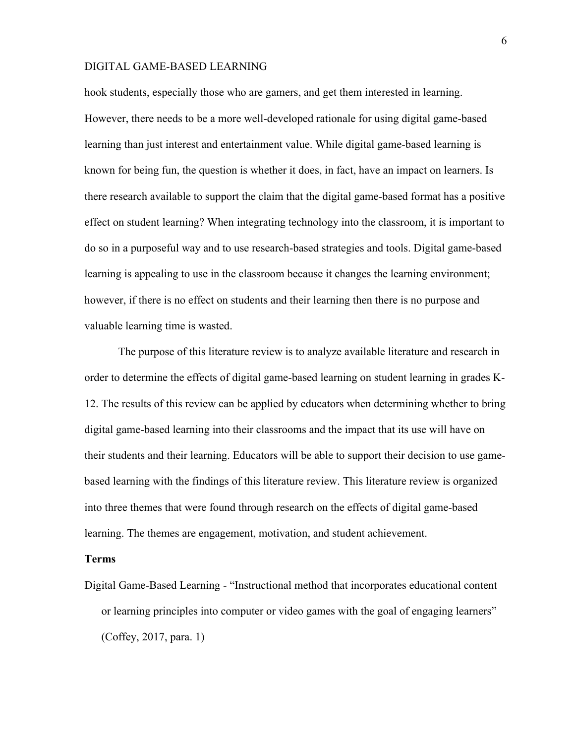hook students, especially those who are gamers, and get them interested in learning. However, there needs to be a more well-developed rationale for using digital game-based learning than just interest and entertainment value. While digital game-based learning is known for being fun, the question is whether it does, in fact, have an impact on learners. Is there research available to support the claim that the digital game-based format has a positive effect on student learning? When integrating technology into the classroom, it is important to do so in a purposeful way and to use research-based strategies and tools. Digital game-based learning is appealing to use in the classroom because it changes the learning environment; however, if there is no effect on students and their learning then there is no purpose and valuable learning time is wasted.

The purpose of this literature review is to analyze available literature and research in order to determine the effects of digital game-based learning on student learning in grades K-12. The results of this review can be applied by educators when determining whether to bring digital game-based learning into their classrooms and the impact that its use will have on their students and their learning. Educators will be able to support their decision to use game-based learning with the findings of this literature review. This literature review is organized into three themes that were found through research on the effects of digital game-based learning. The themes are engagement, motivation, and student achievement.

**Terms**

Digital Game-Based Learning - "Instructional method that incorporates educational content or learning principles into computer or video games with the goal of engaging learners" (Coffey, 2017, para. 1)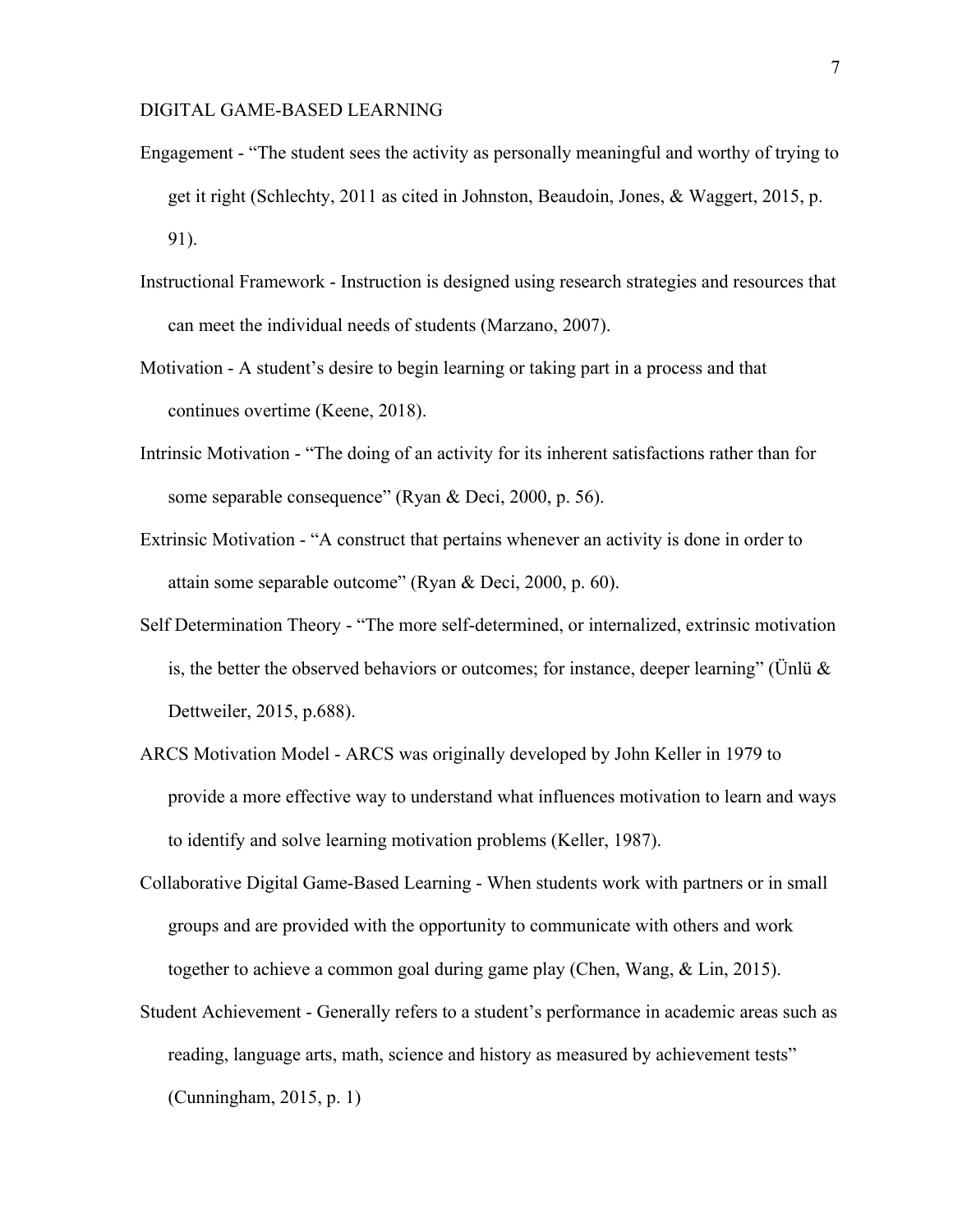Engagement - "The student sees the activity as personally meaningful and worthy of trying to get it right (Schlechty, 2011 as cited in Johnston, Beaudoin, Jones, & Waggert, 2015, p. 91).

Instructional Framework - Instruction is designed using research strategies and resources that can meet the individual needs of students (Marzano, 2007).

Motivation - A student's desire to begin learning or taking part in a process and that continues overtime (Keene, 2018).

Intrinsic Motivation - "The doing of an activity for its inherent satisfactions rather than for some separable consequence" (Ryan & Deci, 2000, p. 56).

Extrinsic Motivation - "A construct that pertains whenever an activity is done in order to attain some separable outcome" (Ryan & Deci, 2000, p. 60).

Self Determination Theory - "The more self-determined, or internalized, extrinsic motivation is, the better the observed behaviors or outcomes; for instance, deeper learning" (Ünlü & Dettweiler, 2015, p.688).

ARCS Motivation Model - ARCS was originally developed by John Keller in 1979 to provide a more effective way to understand what influences motivation to learn and ways to identify and solve learning motivation problems (Keller, 1987).

Collaborative Digital Game-Based Learning - When students work with partners or in small groups and are provided with the opportunity to communicate with others and work together to achieve a common goal during game play (Chen, Wang, & Lin, 2015).

Student Achievement - Generally refers to a student's performance in academic areas such as reading, language arts, math, science and history as measured by achievement tests" (Cunningham, 2015, p. 1)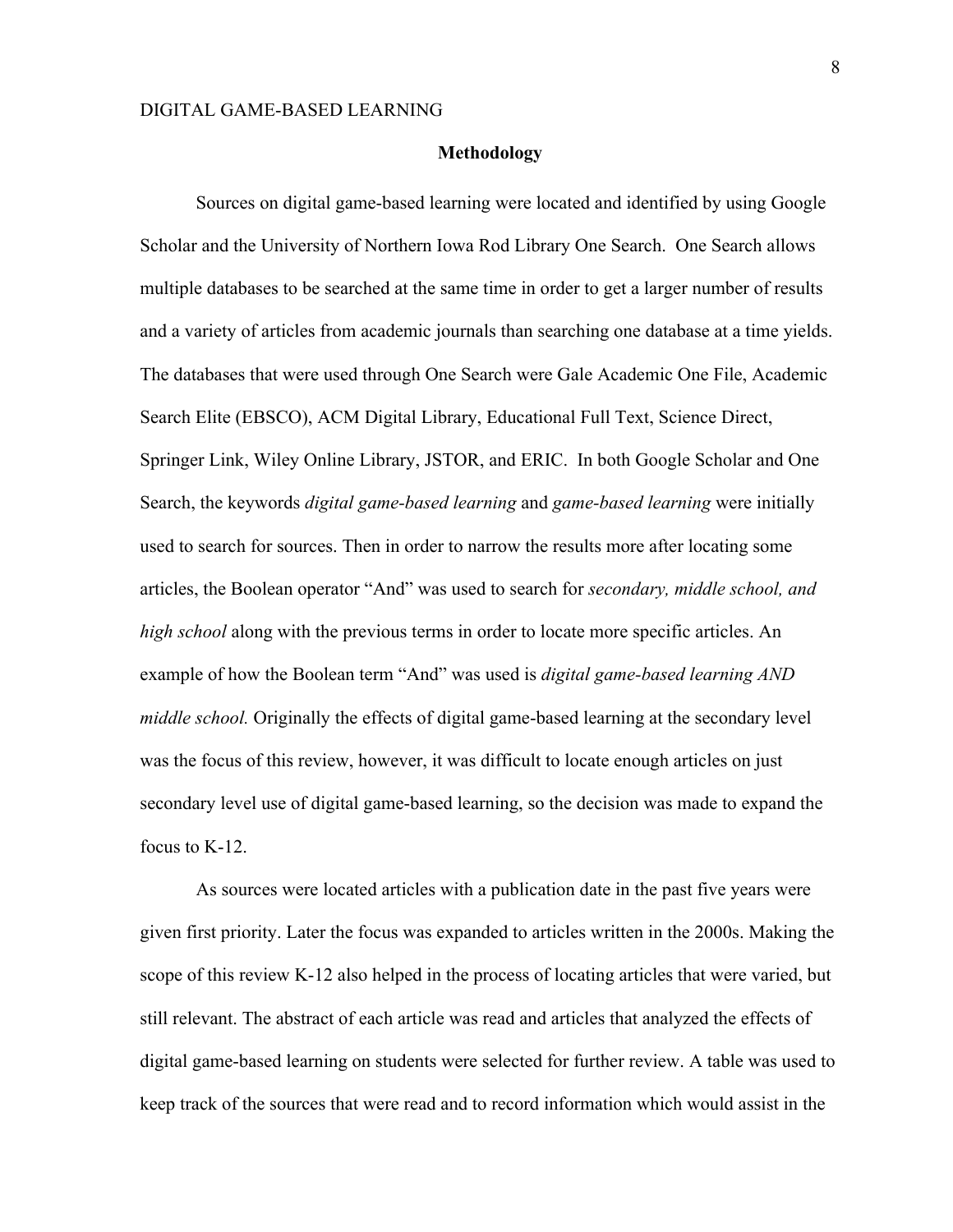## Methodology

Sources on digital game-based learning were located and identified by using Google Scholar and the University of Northern Iowa Rod Library One Search. One Search allows multiple databases to be searched at the same time in order to get a larger number of results and a variety of articles from academic journals than searching one database at a time yields. The databases that were used through One Search were Gale Academic One File, Academic Search Elite (EBSCO), ACM Digital Library, Educational Full Text, Science Direct, Springer Link, Wiley Online Library, JSTOR, and ERIC. In both Google Scholar and One Search, the keywords *digital game-based learning* and *game-based learning* were initially used to search for sources. Then in order to narrow the results more after locating some articles, the Boolean operator "And" was used to search for *secondary, middle school, and high school* along with the previous terms in order to locate more specific articles. An example of how the Boolean term "And" was used is *digital game-based learning AND middle school.* Originally the effects of digital game-based learning at the secondary level was the focus of this review, however, it was difficult to locate enough articles on just secondary level use of digital game-based learning, so the decision was made to expand the focus to K-12.

As sources were located articles with a publication date in the past five years were given first priority. Later the focus was expanded to articles written in the 2000s. Making the scope of this review K-12 also helped in the process of locating articles that were varied, but still relevant. The abstract of each article was read and articles that analyzed the effects of digital game-based learning on students were selected for further review. A table was used to keep track of the sources that were read and to record information which would assist in the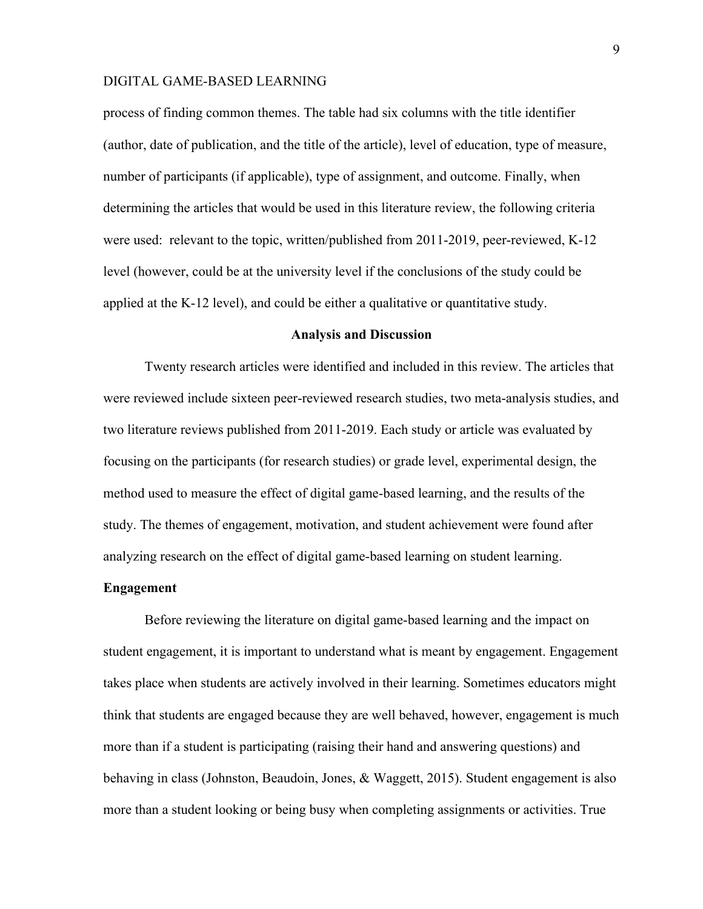process of finding common themes. The table had six columns with the title identifier (author, date of publication, and the title of the article), level of education, type of measure, number of participants (if applicable), type of assignment, and outcome. Finally, when determining the articles that would be used in this literature review, the following criteria were used: relevant to the topic, written/published from 2011-2019, peer-reviewed, K-12 level (however, could be at the university level if the conclusions of the study could be applied at the K-12 level), and could be either a qualitative or quantitative study.

## Analysis and Discussion

Twenty research articles were identified and included in this review. The articles that were reviewed include sixteen peer-reviewed research studies, two meta-analysis studies, and two literature reviews published from 2011-2019. Each study or article was evaluated by focusing on the participants (for research studies) or grade level, experimental design, the method used to measure the effect of digital game-based learning, and the results of the study. The themes of engagement, motivation, and student achievement were found after analyzing research on the effect of digital game-based learning on student learning.

### Engagement

Before reviewing the literature on digital game-based learning and the impact on student engagement, it is important to understand what is meant by engagement. Engagement takes place when students are actively involved in their learning. Sometimes educators might think that students are engaged because they are well behaved, however, engagement is much more than if a student is participating (raising their hand and answering questions) and behaving in class (Johnston, Beaudoin, Jones, & Waggett, 2015). Student engagement is also more than a student looking or being busy when completing assignments or activities. True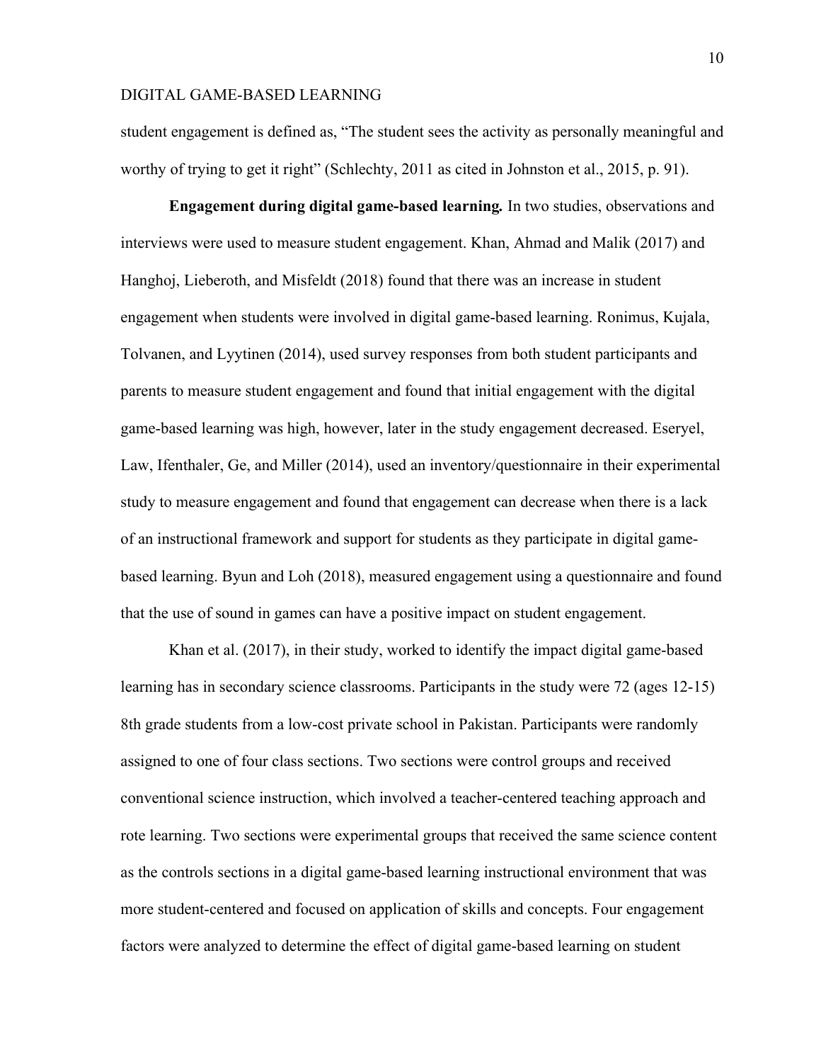student engagement is defined as, "The student sees the activity as personally meaningful and worthy of trying to get it right" (Schlechty, 2011 as cited in Johnston et al., 2015, p. 91).

**Engagement during digital game-based learning.** In two studies, observations and interviews were used to measure student engagement. Khan, Ahmad and Malik (2017) and Hanghoj, Lieberoth, and Misfeldt (2018) found that there was an increase in student engagement when students were involved in digital game-based learning. Ronimus, Kujala, Tolvanen, and Lyytinen (2014), used survey responses from both student participants and parents to measure student engagement and found that initial engagement with the digital game-based learning was high, however, later in the study engagement decreased. Eseryel, Law, Ifenthaler, Ge, and Miller (2014), used an inventory/questionnaire in their experimental study to measure engagement and found that engagement can decrease when there is a lack of an instructional framework and support for students as they participate in digital game-based learning. Byun and Loh (2018), measured engagement using a questionnaire and found that the use of sound in games can have a positive impact on student engagement.

Khan et al. (2017), in their study, worked to identify the impact digital game-based learning has in secondary science classrooms. Participants in the study were 72 (ages 12-15) 8th grade students from a low-cost private school in Pakistan. Participants were randomly assigned to one of four class sections. Two sections were control groups and received conventional science instruction, which involved a teacher-centered teaching approach and rote learning. Two sections were experimental groups that received the same science content as the controls sections in a digital game-based learning instructional environment that was more student-centered and focused on application of skills and concepts. Four engagement factors were analyzed to determine the effect of digital game-based learning on student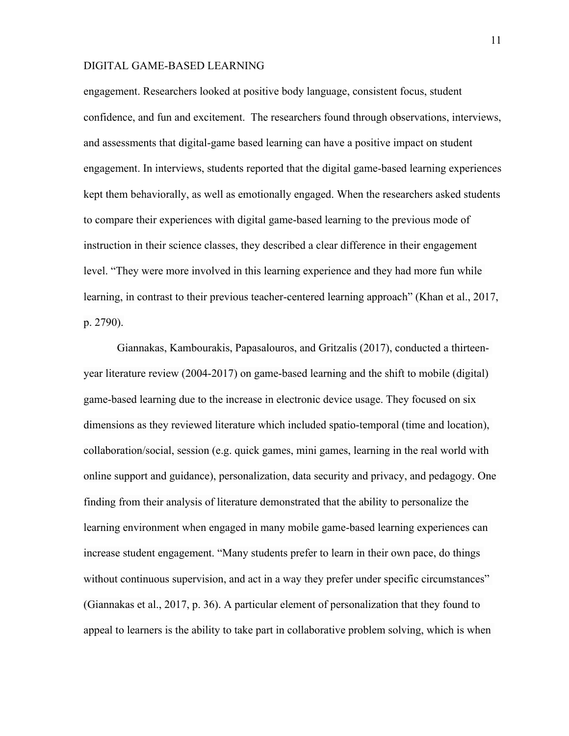engagement. Researchers looked at positive body language, consistent focus, student confidence, and fun and excitement. The researchers found through observations, interviews, and assessments that digital-game based learning can have a positive impact on student engagement. In interviews, students reported that the digital game-based learning experiences kept them behaviorally, as well as emotionally engaged. When the researchers asked students to compare their experiences with digital game-based learning to the previous mode of instruction in their science classes, they described a clear difference in their engagement level. "They were more involved in this learning experience and they had more fun while learning, in contrast to their previous teacher-centered learning approach" (Khan et al., 2017, p. 2790).

Giannakas, Kambourakis, Papasalouros, and Gritzalis (2017), conducted a thirteen-year literature review (2004-2017) on game-based learning and the shift to mobile (digital) game-based learning due to the increase in electronic device usage. They focused on six dimensions as they reviewed literature which included spatio-temporal (time and location), collaboration/social, session (e.g. quick games, mini games, learning in the real world with online support and guidance), personalization, data security and privacy, and pedagogy. One finding from their analysis of literature demonstrated that the ability to personalize the learning environment when engaged in many mobile game-based learning experiences can increase student engagement. "Many students prefer to learn in their own pace, do things without continuous supervision, and act in a way they prefer under specific circumstances" (Giannakas et al., 2017, p. 36). A particular element of personalization that they found to appeal to learners is the ability to take part in collaborative problem solving, which is when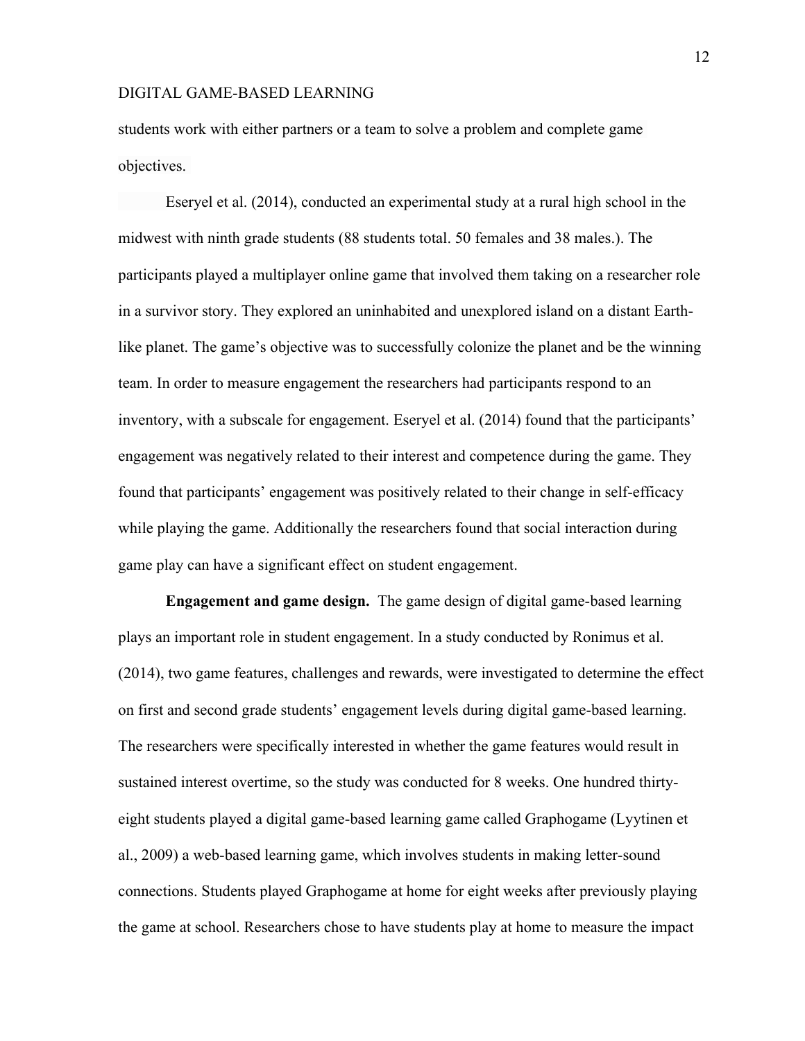students work with either partners or a team to solve a problem and complete game objectives.

Eseryel et al. (2014), conducted an experimental study at a rural high school in the midwest with ninth grade students (88 students total. 50 females and 38 males.). The participants played a multiplayer online game that involved them taking on a researcher role in a survivor story. They explored an uninhabited and unexplored island on a distant Earth-like planet. The game's objective was to successfully colonize the planet and be the winning team. In order to measure engagement the researchers had participants respond to an inventory, with a subscale for engagement. Eseryel et al. (2014) found that the participants' engagement was negatively related to their interest and competence during the game. They found that participants' engagement was positively related to their change in self-efficacy while playing the game. Additionally the researchers found that social interaction during game play can have a significant effect on student engagement.

**Engagement and game design.** The game design of digital game-based learning plays an important role in student engagement. In a study conducted by Ronimus et al. (2014), two game features, challenges and rewards, were investigated to determine the effect on first and second grade students' engagement levels during digital game-based learning. The researchers were specifically interested in whether the game features would result in sustained interest overtime, so the study was conducted for 8 weeks. One hundred thirty-eight students played a digital game-based learning game called Graphogame (Lyytinen et al., 2009) a web-based learning game, which involves students in making letter-sound connections. Students played Graphogame at home for eight weeks after previously playing the game at school. Researchers chose to have students play at home to measure the impact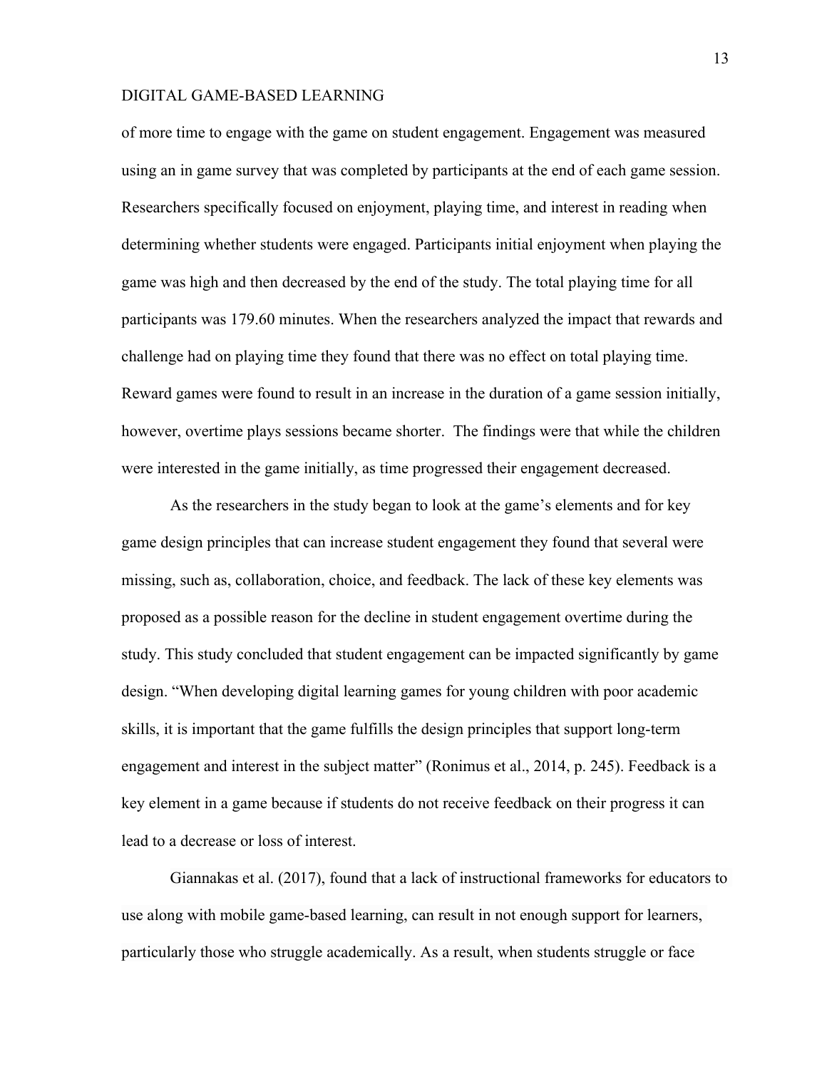of more time to engage with the game on student engagement. Engagement was measured using an in game survey that was completed by participants at the end of each game session. Researchers specifically focused on enjoyment, playing time, and interest in reading when determining whether students were engaged. Participants initial enjoyment when playing the game was high and then decreased by the end of the study. The total playing time for all participants was 179.60 minutes. When the researchers analyzed the impact that rewards and challenge had on playing time they found that there was no effect on total playing time. Reward games were found to result in an increase in the duration of a game session initially, however, overtime plays sessions became shorter. The findings were that while the children were interested in the game initially, as time progressed their engagement decreased.

As the researchers in the study began to look at the game's elements and for key game design principles that can increase student engagement they found that several were missing, such as, collaboration, choice, and feedback. The lack of these key elements was proposed as a possible reason for the decline in student engagement overtime during the study. This study concluded that student engagement can be impacted significantly by game design. "When developing digital learning games for young children with poor academic skills, it is important that the game fulfills the design principles that support long-term engagement and interest in the subject matter" (Ronimus et al., 2014, p. 245). Feedback is a key element in a game because if students do not receive feedback on their progress it can lead to a decrease or loss of interest.

Giannakas et al. (2017), found that a lack of instructional frameworks for educators to use along with mobile game-based learning, can result in not enough support for learners, particularly those who struggle academically. As a result, when students struggle or face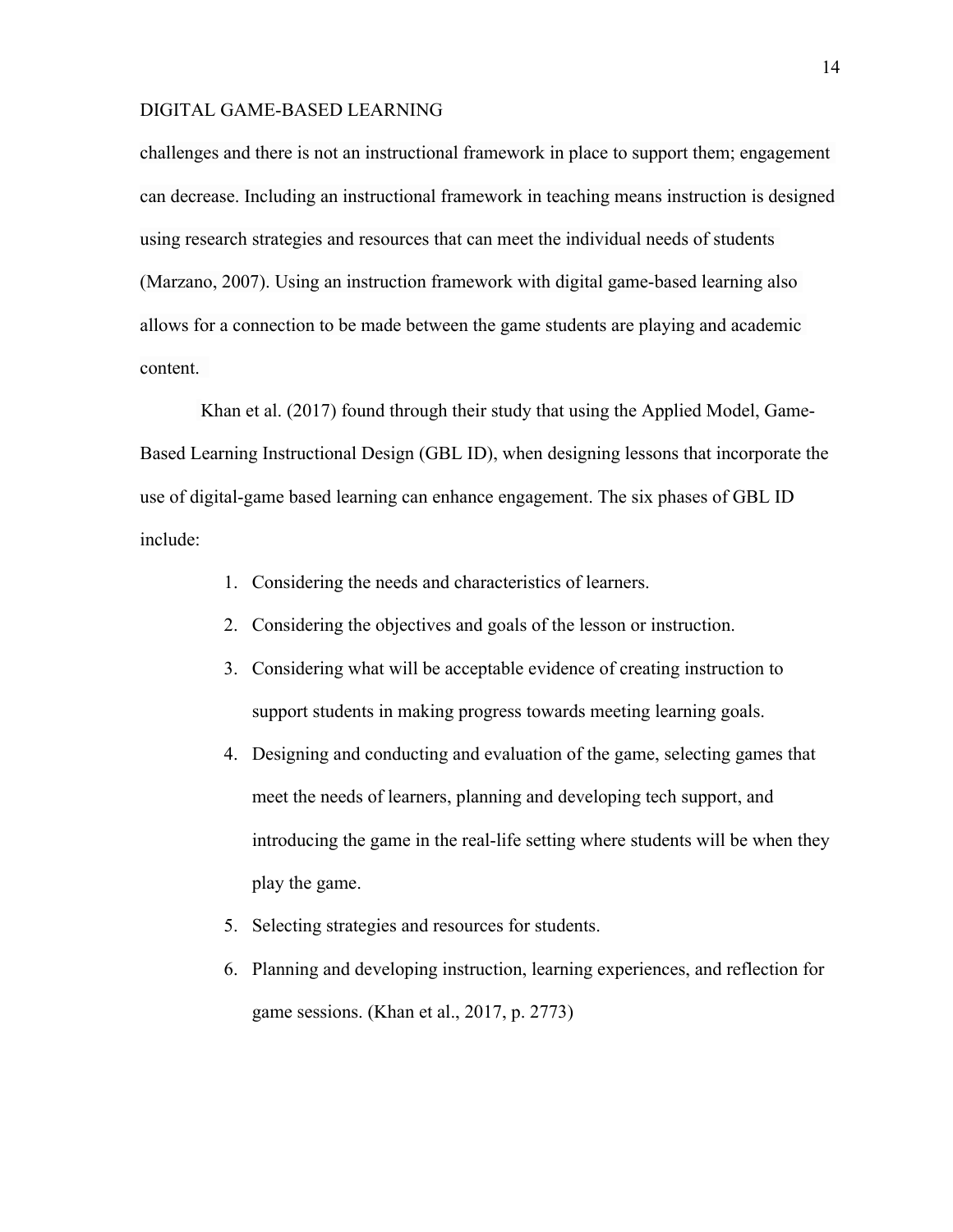challenges and there is not an instructional framework in place to support them; engagement can decrease. Including an instructional framework in teaching means instruction is designed using research strategies and resources that can meet the individual needs of students (Marzano, 2007). Using an instruction framework with digital game-based learning also allows for a connection to be made between the game students are playing and academic content.

Khan et al. (2017) found through their study that using the Applied Model, Game-Based Learning Instructional Design (GBL ID), when designing lessons that incorporate the use of digital-game based learning can enhance engagement. The six phases of GBL ID include:

1. Considering the needs and characteristics of learners.
2. Considering the objectives and goals of the lesson or instruction.
3. Considering what will be acceptable evidence of creating instruction to support students in making progress towards meeting learning goals.
4. Designing and conducting and evaluation of the game, selecting games that meet the needs of learners, planning and developing tech support, and introducing the game in the real-life setting where students will be when they play the game.
5. Selecting strategies and resources for students.
6. Planning and developing instruction, learning experiences, and reflection for game sessions. (Khan et al., 2017, p. 2773)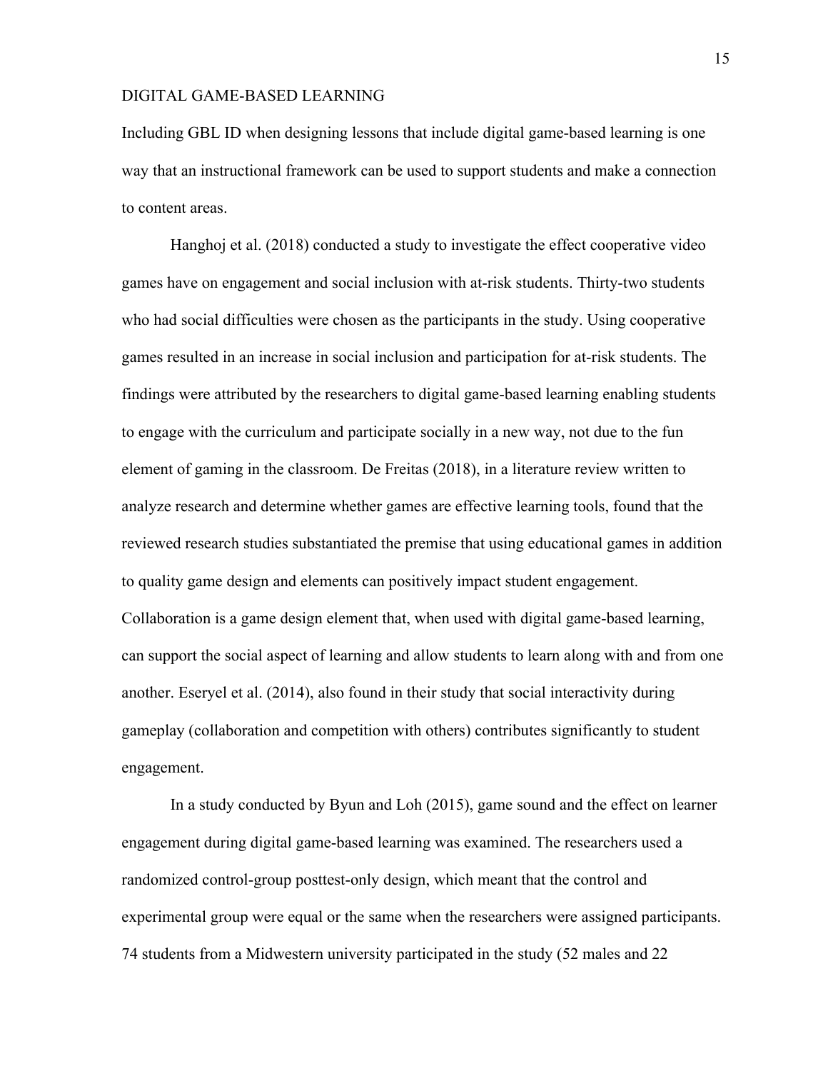Including GBL ID when designing lessons that include digital game-based learning is one way that an instructional framework can be used to support students and make a connection to content areas.

Hanghoj et al. (2018) conducted a study to investigate the effect cooperative video games have on engagement and social inclusion with at-risk students. Thirty-two students who had social difficulties were chosen as the participants in the study. Using cooperative games resulted in an increase in social inclusion and participation for at-risk students. The findings were attributed by the researchers to digital game-based learning enabling students to engage with the curriculum and participate socially in a new way, not due to the fun element of gaming in the classroom. De Freitas (2018), in a literature review written to analyze research and determine whether games are effective learning tools, found that the reviewed research studies substantiated the premise that using educational games in addition to quality game design and elements can positively impact student engagement. Collaboration is a game design element that, when used with digital game-based learning, can support the social aspect of learning and allow students to learn along with and from one another. Eseryel et al. (2014), also found in their study that social interactivity during gameplay (collaboration and competition with others) contributes significantly to student engagement.

In a study conducted by Byun and Loh (2015), game sound and the effect on learner engagement during digital game-based learning was examined. The researchers used a randomized control-group posttest-only design, which meant that the control and experimental group were equal or the same when the researchers were assigned participants. 74 students from a Midwestern university participated in the study (52 males and 22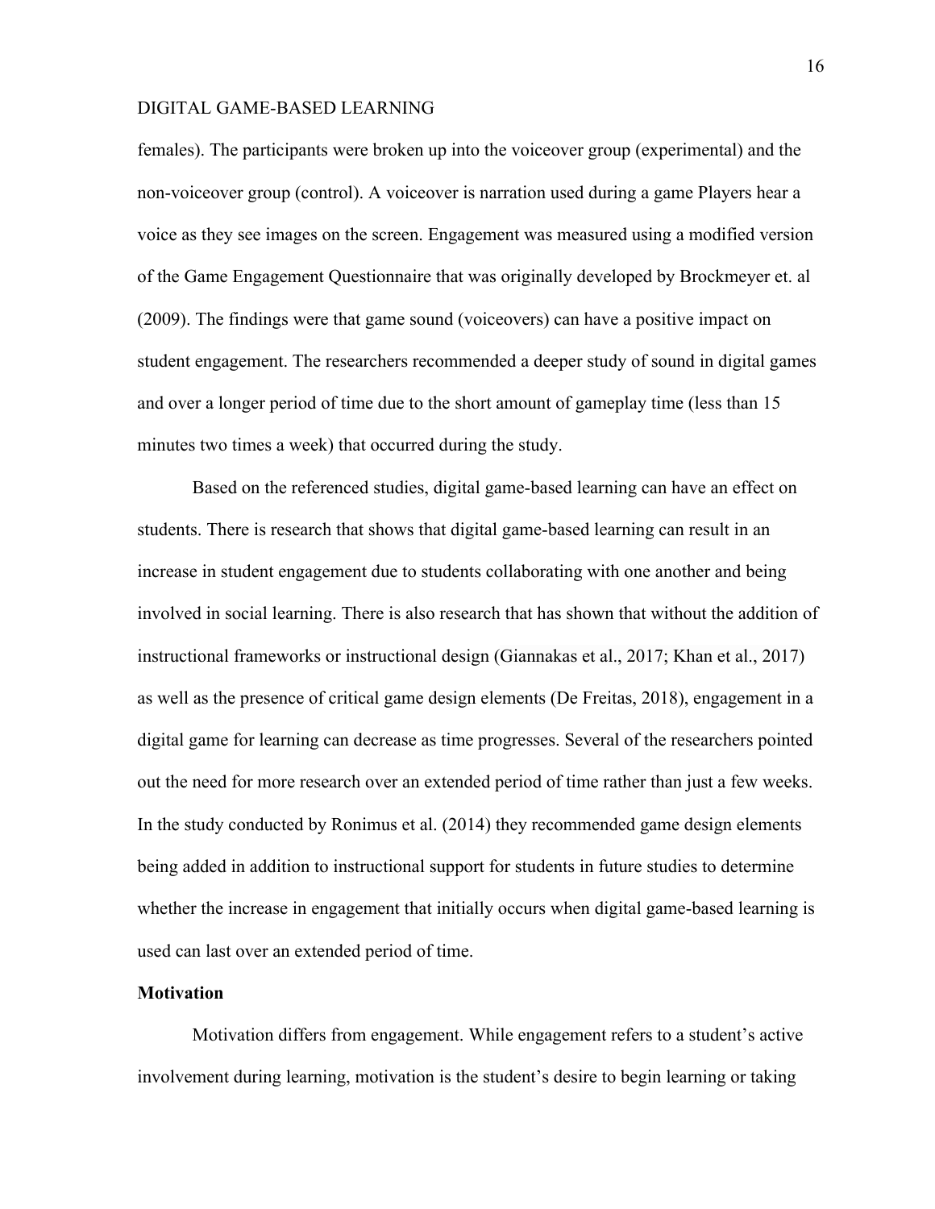females). The participants were broken up into the voiceover group (experimental) and the non-voiceover group (control). A voiceover is narration used during a game Players hear a voice as they see images on the screen. Engagement was measured using a modified version of the Game Engagement Questionnaire that was originally developed by Brockmeyer et. al (2009). The findings were that game sound (voiceovers) can have a positive impact on student engagement. The researchers recommended a deeper study of sound in digital games and over a longer period of time due to the short amount of gameplay time (less than 15 minutes two times a week) that occurred during the study.

Based on the referenced studies, digital game-based learning can have an effect on students. There is research that shows that digital game-based learning can result in an increase in student engagement due to students collaborating with one another and being involved in social learning. There is also research that has shown that without the addition of instructional frameworks or instructional design (Giannakas et al., 2017; Khan et al., 2017) as well as the presence of critical game design elements (De Freitas, 2018), engagement in a digital game for learning can decrease as time progresses. Several of the researchers pointed out the need for more research over an extended period of time rather than just a few weeks. In the study conducted by Ronimus et al. (2014) they recommended game design elements being added in addition to instructional support for students in future studies to determine whether the increase in engagement that initially occurs when digital game-based learning is used can last over an extended period of time.

**Motivation**

Motivation differs from engagement. While engagement refers to a student's active involvement during learning, motivation is the student's desire to begin learning or taking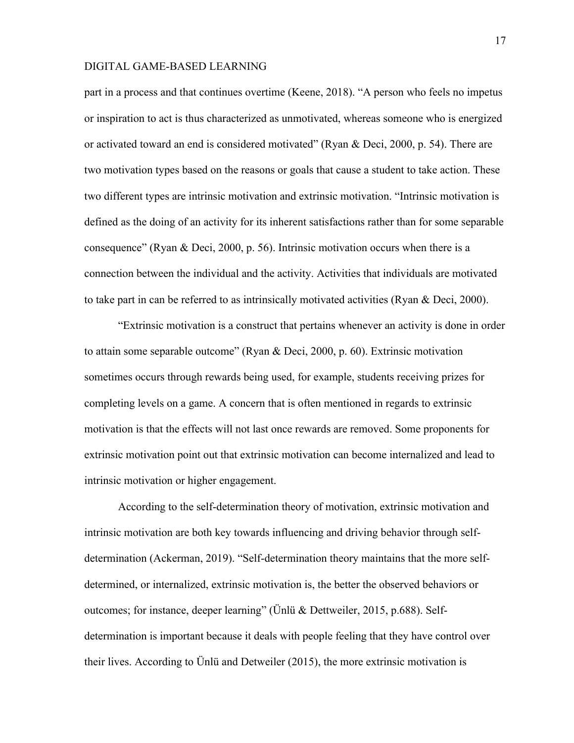part in a process and that continues overtime (Keene, 2018). "A person who feels no impetus or inspiration to act is thus characterized as unmotivated, whereas someone who is energized or activated toward an end is considered motivated" (Ryan & Deci, 2000, p. 54). There are two motivation types based on the reasons or goals that cause a student to take action. These two different types are intrinsic motivation and extrinsic motivation. "Intrinsic motivation is defined as the doing of an activity for its inherent satisfactions rather than for some separable consequence" (Ryan & Deci, 2000, p. 56). Intrinsic motivation occurs when there is a connection between the individual and the activity. Activities that individuals are motivated to take part in can be referred to as intrinsically motivated activities (Ryan & Deci, 2000).

"Extrinsic motivation is a construct that pertains whenever an activity is done in order to attain some separable outcome" (Ryan & Deci, 2000, p. 60). Extrinsic motivation sometimes occurs through rewards being used, for example, students receiving prizes for completing levels on a game. A concern that is often mentioned in regards to extrinsic motivation is that the effects will not last once rewards are removed. Some proponents for extrinsic motivation point out that extrinsic motivation can become internalized and lead to intrinsic motivation or higher engagement.

According to the self-determination theory of motivation, extrinsic motivation and intrinsic motivation are both key towards influencing and driving behavior through self-determination (Ackerman, 2019). "Self-determination theory maintains that the more self-determined, or internalized, extrinsic motivation is, the better the observed behaviors or outcomes; for instance, deeper learning" (Ünlü & Dettweiler, 2015, p.688). Self-determination is important because it deals with people feeling that they have control over their lives. According to Ünlü and Detweiler (2015), the more extrinsic motivation is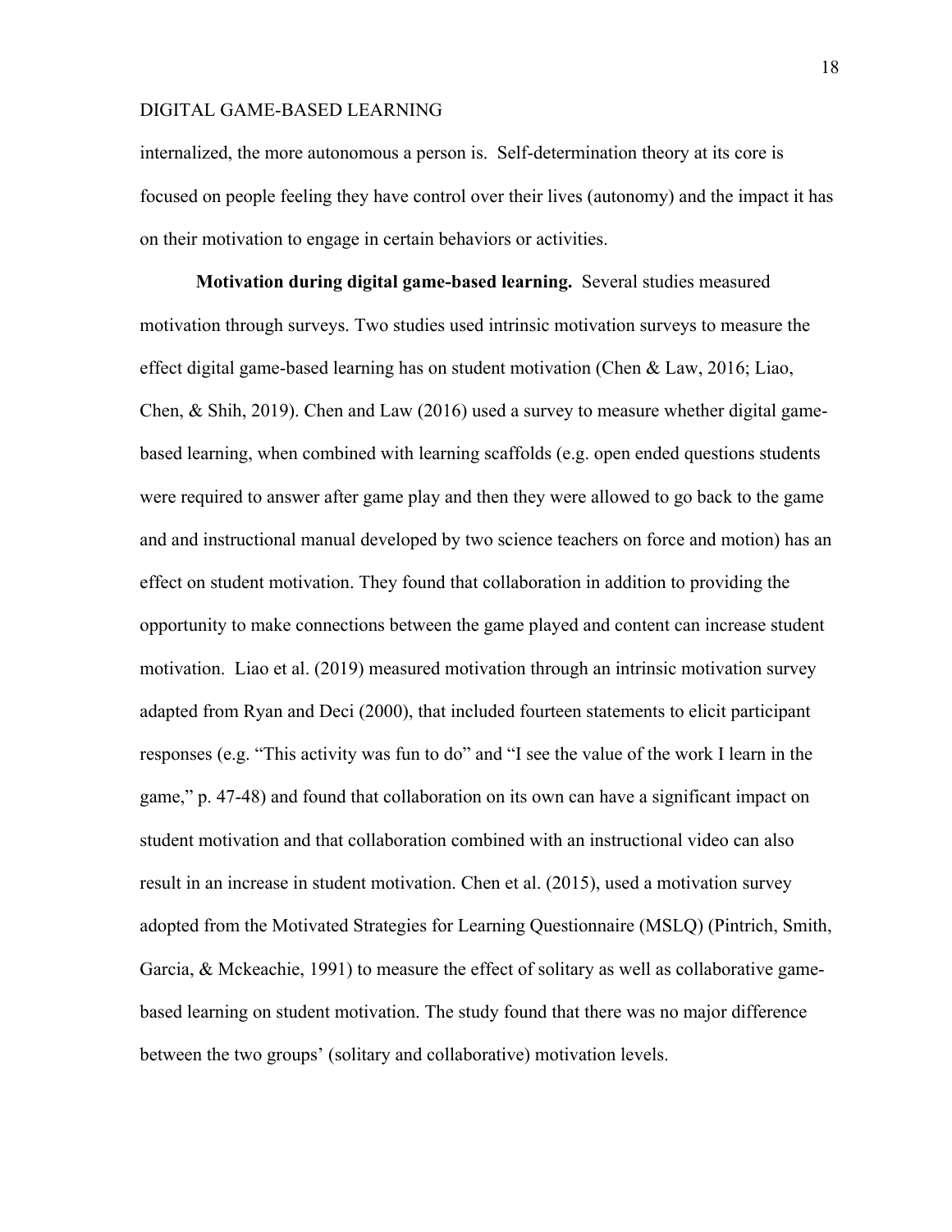internalized, the more autonomous a person is. Self-determination theory at its core is focused on people feeling they have control over their lives (autonomy) and the impact it has on their motivation to engage in certain behaviors or activities.

**Motivation during digital game-based learning.** Several studies measured motivation through surveys. Two studies used intrinsic motivation surveys to measure the effect digital game-based learning has on student motivation (Chen & Law, 2016; Liao, Chen, & Shih, 2019). Chen and Law (2016) used a survey to measure whether digital game-based learning, when combined with learning scaffolds (e.g. open ended questions students were required to answer after game play and then they were allowed to go back to the game and and instructional manual developed by two science teachers on force and motion) has an effect on student motivation. They found that collaboration in addition to providing the opportunity to make connections between the game played and content can increase student motivation. Liao et al. (2019) measured motivation through an intrinsic motivation survey adapted from Ryan and Deci (2000), that included fourteen statements to elicit participant responses (e.g. "This activity was fun to do" and "I see the value of the work I learn in the game," p. 47-48) and found that collaboration on its own can have a significant impact on student motivation and that collaboration combined with an instructional video can also result in an increase in student motivation. Chen et al. (2015), used a motivation survey adopted from the Motivated Strategies for Learning Questionnaire (MSLQ) (Pintrich, Smith, Garcia, & Mckeachie, 1991) to measure the effect of solitary as well as collaborative game-based learning on student motivation. The study found that there was no major difference between the two groups' (solitary and collaborative) motivation levels.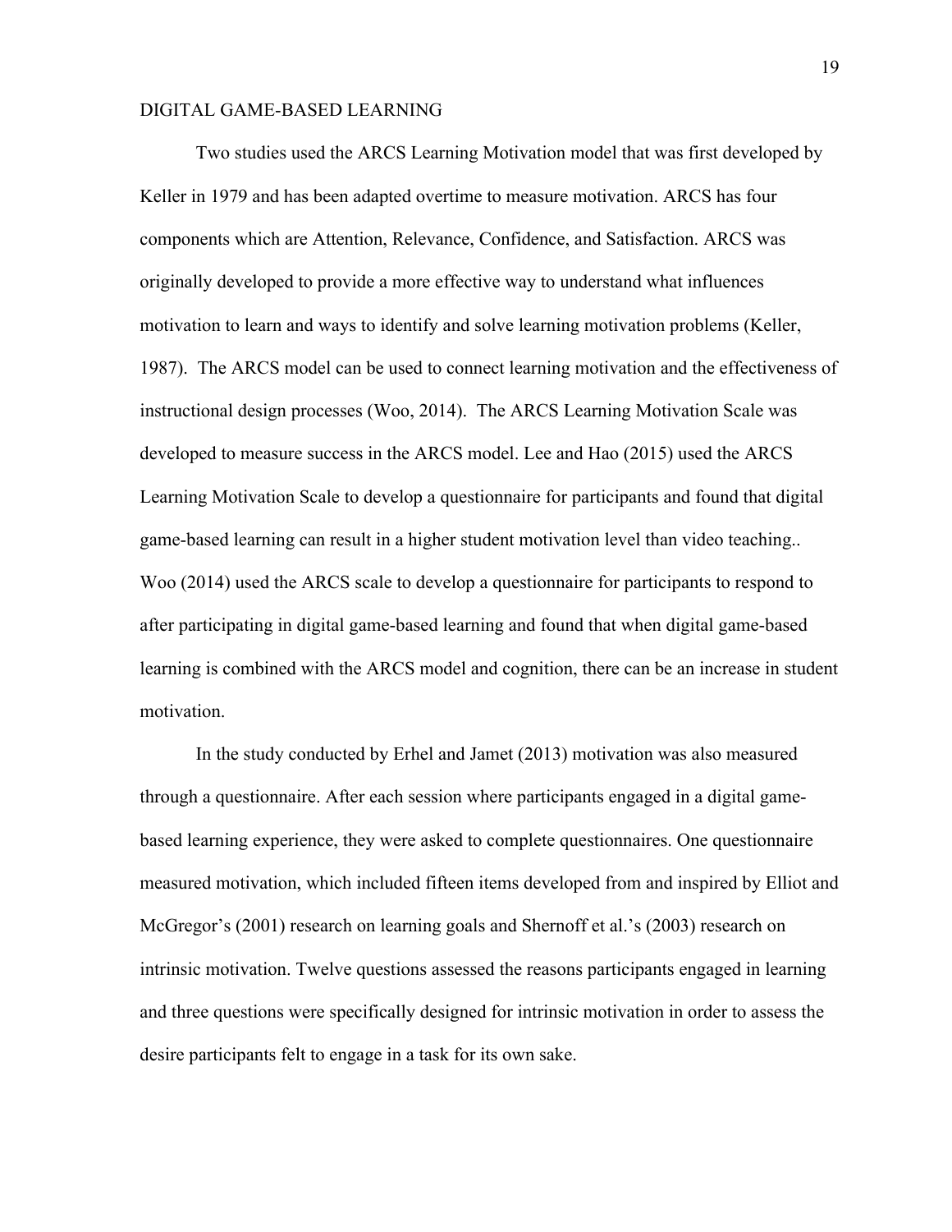Two studies used the ARCS Learning Motivation model that was first developed by Keller in 1979 and has been adapted overtime to measure motivation. ARCS has four components which are Attention, Relevance, Confidence, and Satisfaction. ARCS was originally developed to provide a more effective way to understand what influences motivation to learn and ways to identify and solve learning motivation problems (Keller, 1987). The ARCS model can be used to connect learning motivation and the effectiveness of instructional design processes (Woo, 2014). The ARCS Learning Motivation Scale was developed to measure success in the ARCS model. Lee and Hao (2015) used the ARCS Learning Motivation Scale to develop a questionnaire for participants and found that digital game-based learning can result in a higher student motivation level than video teaching.. Woo (2014) used the ARCS scale to develop a questionnaire for participants to respond to after participating in digital game-based learning and found that when digital game-based learning is combined with the ARCS model and cognition, there can be an increase in student motivation.

In the study conducted by Erhel and Jamet (2013) motivation was also measured through a questionnaire. After each session where participants engaged in a digital game-based learning experience, they were asked to complete questionnaires. One questionnaire measured motivation, which included fifteen items developed from and inspired by Elliot and McGregor's (2001) research on learning goals and Shernoff et al.'s (2003) research on intrinsic motivation. Twelve questions assessed the reasons participants engaged in learning and three questions were specifically designed for intrinsic motivation in order to assess the desire participants felt to engage in a task for its own sake.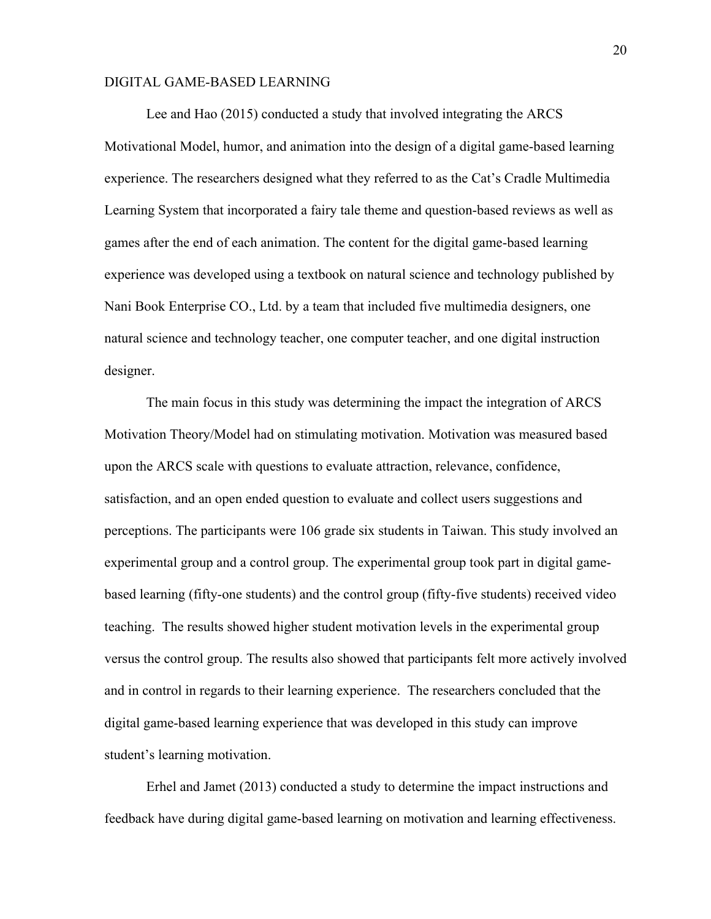Lee and Hao (2015) conducted a study that involved integrating the ARCS Motivational Model, humor, and animation into the design of a digital game-based learning experience. The researchers designed what they referred to as the Cat's Cradle Multimedia Learning System that incorporated a fairy tale theme and question-based reviews as well as games after the end of each animation. The content for the digital game-based learning experience was developed using a textbook on natural science and technology published by Nani Book Enterprise CO., Ltd. by a team that included five multimedia designers, one natural science and technology teacher, one computer teacher, and one digital instruction designer.

The main focus in this study was determining the impact the integration of ARCS Motivation Theory/Model had on stimulating motivation. Motivation was measured based upon the ARCS scale with questions to evaluate attraction, relevance, confidence, satisfaction, and an open ended question to evaluate and collect users suggestions and perceptions. The participants were 106 grade six students in Taiwan. This study involved an experimental group and a control group. The experimental group took part in digital game-based learning (fifty-one students) and the control group (fifty-five students) received video teaching. The results showed higher student motivation levels in the experimental group versus the control group. The results also showed that participants felt more actively involved and in control in regards to their learning experience. The researchers concluded that the digital game-based learning experience that was developed in this study can improve student's learning motivation.

Erhel and Jamet (2013) conducted a study to determine the impact instructions and feedback have during digital game-based learning on motivation and learning effectiveness.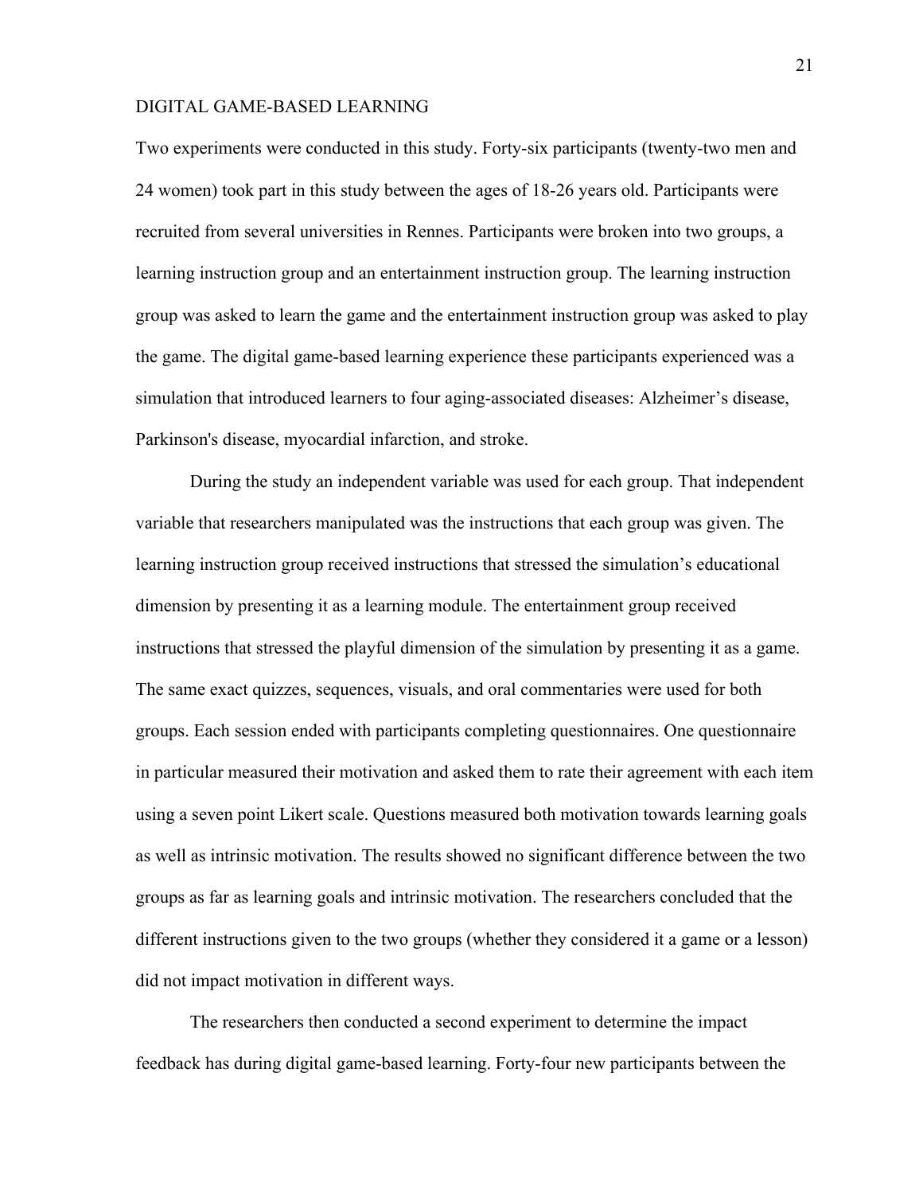Two experiments were conducted in this study. Forty-six participants (twenty-two men and 24 women) took part in this study between the ages of 18-26 years old. Participants were recruited from several universities in Rennes. Participants were broken into two groups, a learning instruction group and an entertainment instruction group. The learning instruction group was asked to learn the game and the entertainment instruction group was asked to play the game. The digital game-based learning experience these participants experienced was a simulation that introduced learners to four aging-associated diseases: Alzheimer's disease, Parkinson's disease, myocardial infarction, and stroke.

During the study an independent variable was used for each group. That independent variable that researchers manipulated was the instructions that each group was given. The learning instruction group received instructions that stressed the simulation's educational dimension by presenting it as a learning module. The entertainment group received instructions that stressed the playful dimension of the simulation by presenting it as a game. The same exact quizzes, sequences, visuals, and oral commentaries were used for both groups. Each session ended with participants completing questionnaires. One questionnaire in particular measured their motivation and asked them to rate their agreement with each item using a seven point Likert scale. Questions measured both motivation towards learning goals as well as intrinsic motivation. The results showed no significant difference between the two groups as far as learning goals and intrinsic motivation. The researchers concluded that the different instructions given to the two groups (whether they considered it a game or a lesson) did not impact motivation in different ways.

The researchers then conducted a second experiment to determine the impact feedback has during digital game-based learning. Forty-four new participants between the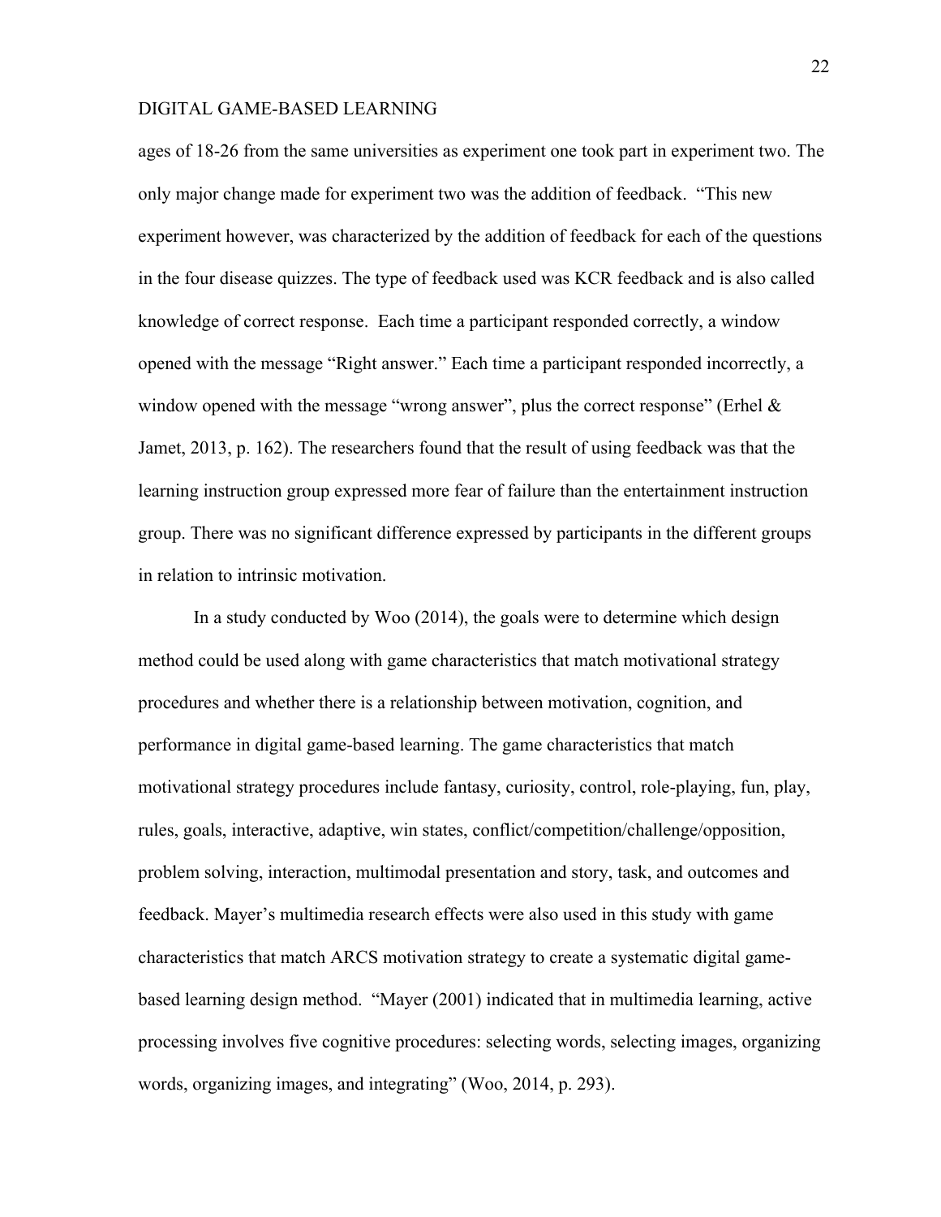ages of 18-26 from the same universities as experiment one took part in experiment two. The only major change made for experiment two was the addition of feedback. “This new experiment however, was characterized by the addition of feedback for each of the questions in the four disease quizzes. The type of feedback used was KCR feedback and is also called knowledge of correct response. Each time a participant responded correctly, a window opened with the message “Right answer.” Each time a participant responded incorrectly, a window opened with the message “wrong answer”, plus the correct response” (Erhel & Jamet, 2013, p. 162). The researchers found that the result of using feedback was that the learning instruction group expressed more fear of failure than the entertainment instruction group. There was no significant difference expressed by participants in the different groups in relation to intrinsic motivation.

In a study conducted by Woo (2014), the goals were to determine which design method could be used along with game characteristics that match motivational strategy procedures and whether there is a relationship between motivation, cognition, and performance in digital game-based learning. The game characteristics that match motivational strategy procedures include fantasy, curiosity, control, role-playing, fun, play, rules, goals, interactive, adaptive, win states, conflict/competition/challenge/opposition, problem solving, interaction, multimodal presentation and story, task, and outcomes and feedback. Mayer’s multimedia research effects were also used in this study with game characteristics that match ARCS motivation strategy to create a systematic digital game-based learning design method. “Mayer (2001) indicated that in multimedia learning, active processing involves five cognitive procedures: selecting words, selecting images, organizing words, organizing images, and integrating” (Woo, 2014, p. 293).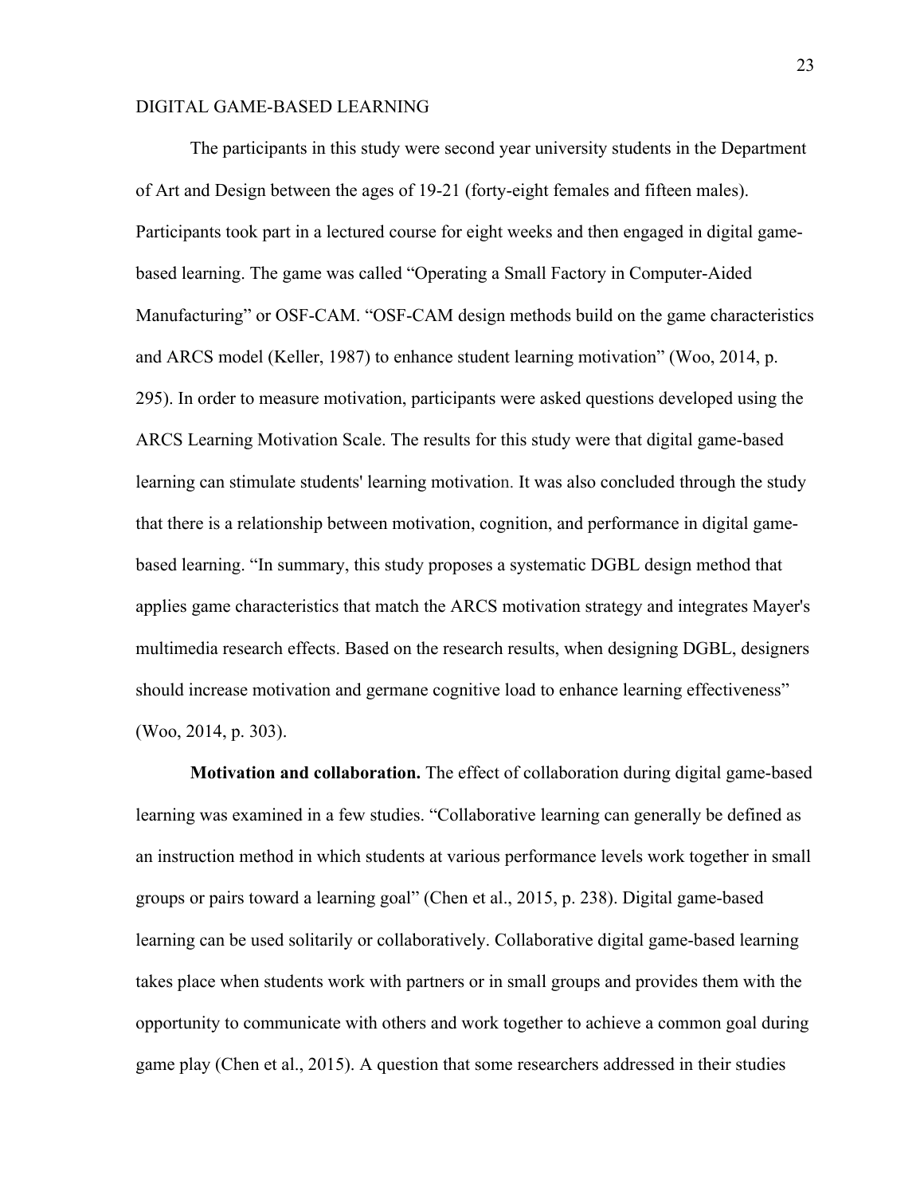The participants in this study were second year university students in the Department of Art and Design between the ages of 19-21 (forty-eight females and fifteen males). Participants took part in a lectured course for eight weeks and then engaged in digital game-based learning. The game was called "Operating a Small Factory in Computer-Aided Manufacturing" or OSF-CAM. "OSF-CAM design methods build on the game characteristics and ARCS model (Keller, 1987) to enhance student learning motivation" (Woo, 2014, p. 295). In order to measure motivation, participants were asked questions developed using the ARCS Learning Motivation Scale. The results for this study were that digital game-based learning can stimulate students' learning motivation. It was also concluded through the study that there is a relationship between motivation, cognition, and performance in digital game-based learning. "In summary, this study proposes a systematic DGBL design method that applies game characteristics that match the ARCS motivation strategy and integrates Mayer's multimedia research effects. Based on the research results, when designing DGBL, designers should increase motivation and germane cognitive load to enhance learning effectiveness" (Woo, 2014, p. 303).

**Motivation and collaboration.** The effect of collaboration during digital game-based learning was examined in a few studies. "Collaborative learning can generally be defined as an instruction method in which students at various performance levels work together in small groups or pairs toward a learning goal" (Chen et al., 2015, p. 238). Digital game-based learning can be used solitarily or collaboratively. Collaborative digital game-based learning takes place when students work with partners or in small groups and provides them with the opportunity to communicate with others and work together to achieve a common goal during game play (Chen et al., 2015). A question that some researchers addressed in their studies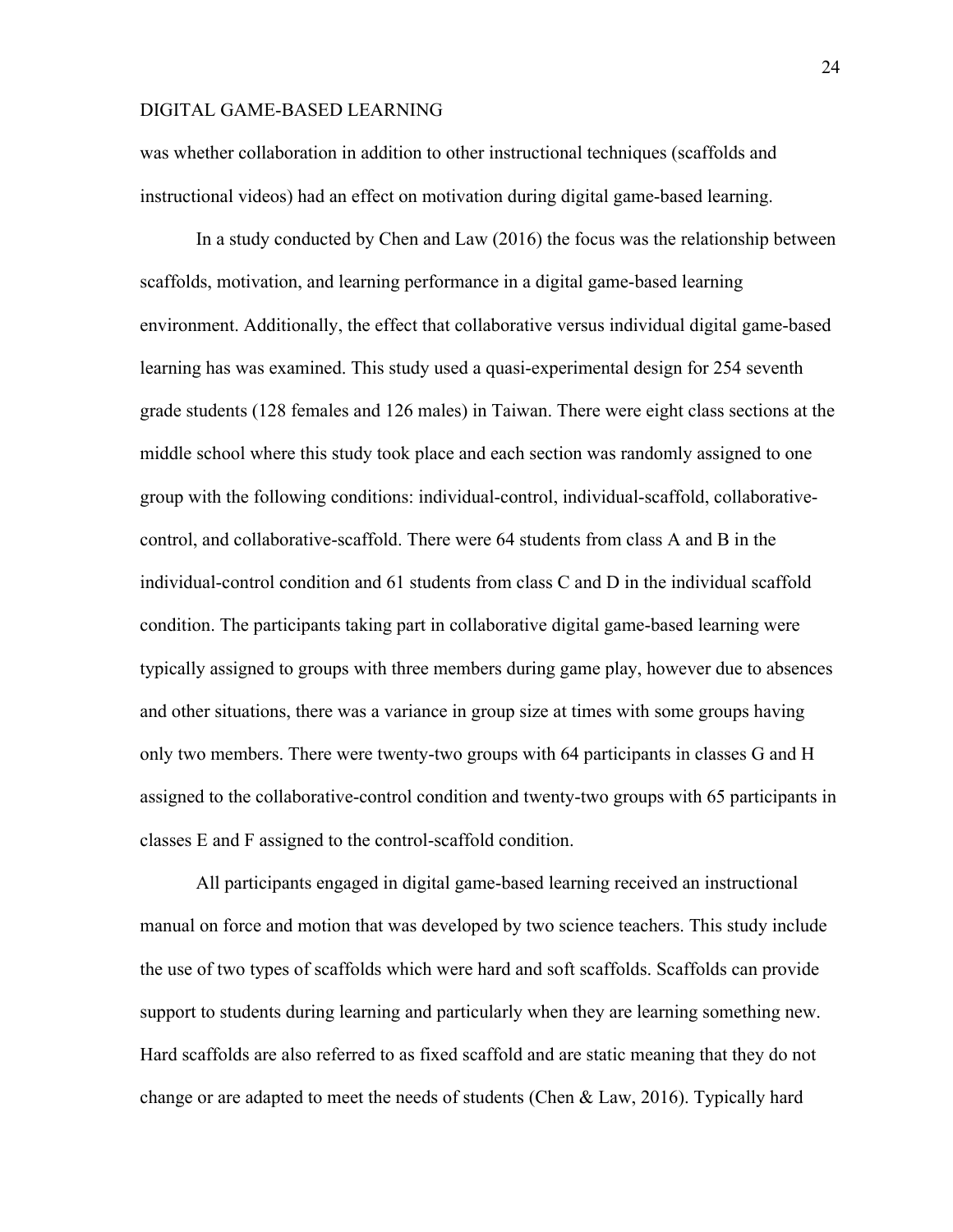was whether collaboration in addition to other instructional techniques (scaffolds and instructional videos) had an effect on motivation during digital game-based learning.

In a study conducted by Chen and Law (2016) the focus was the relationship between scaffolds, motivation, and learning performance in a digital game-based learning environment. Additionally, the effect that collaborative versus individual digital game-based learning has was examined. This study used a quasi-experimental design for 254 seventh grade students (128 females and 126 males) in Taiwan. There were eight class sections at the middle school where this study took place and each section was randomly assigned to one group with the following conditions: individual-control, individual-scaffold, collaborative-control, and collaborative-scaffold. There were 64 students from class A and B in the individual-control condition and 61 students from class C and D in the individual scaffold condition. The participants taking part in collaborative digital game-based learning were typically assigned to groups with three members during game play, however due to absences and other situations, there was a variance in group size at times with some groups having only two members. There were twenty-two groups with 64 participants in classes G and H assigned to the collaborative-control condition and twenty-two groups with 65 participants in classes E and F assigned to the control-scaffold condition.

All participants engaged in digital game-based learning received an instructional manual on force and motion that was developed by two science teachers. This study include the use of two types of scaffolds which were hard and soft scaffolds. Scaffolds can provide support to students during learning and particularly when they are learning something new. Hard scaffolds are also referred to as fixed scaffold and are static meaning that they do not change or are adapted to meet the needs of students (Chen & Law, 2016). Typically hard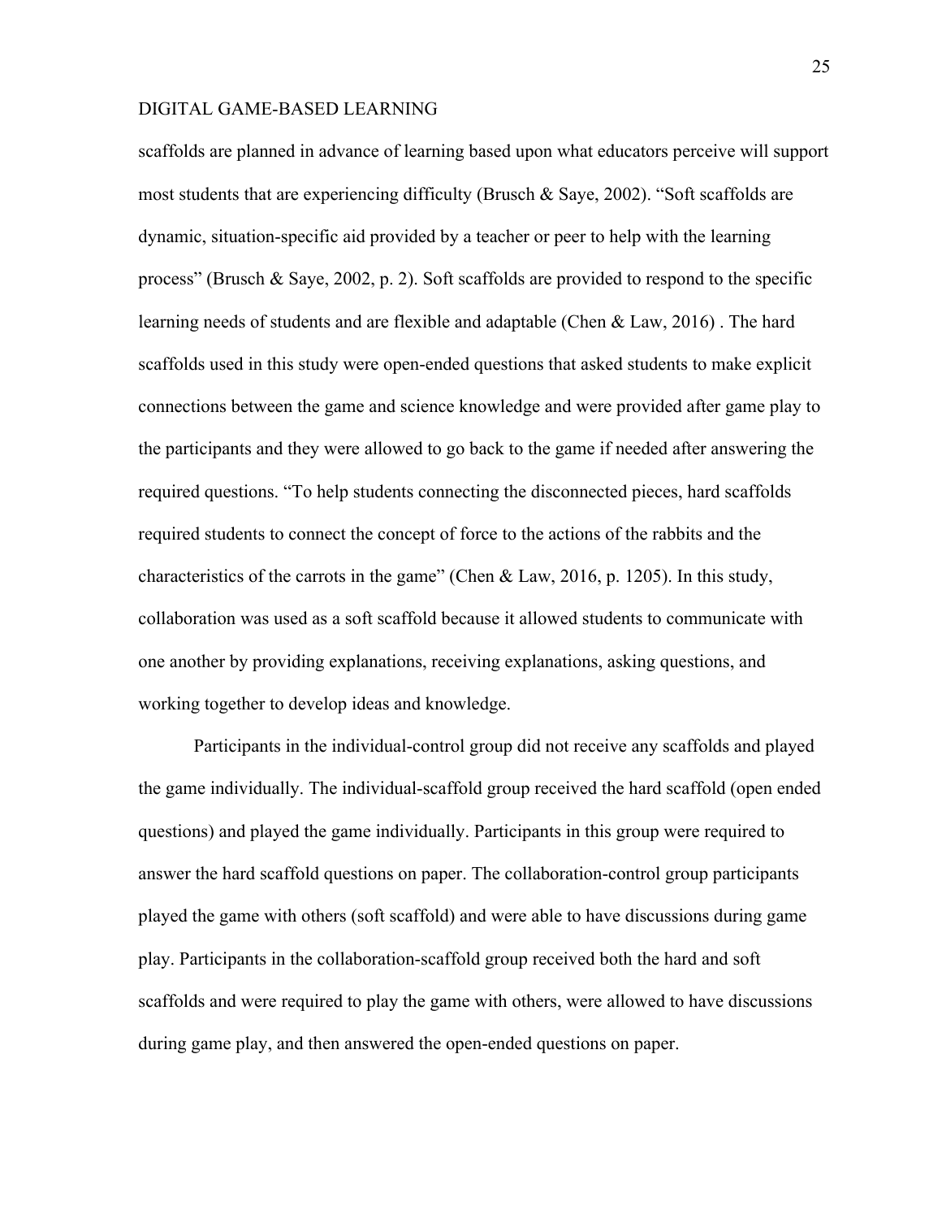scaffolds are planned in advance of learning based upon what educators perceive will support most students that are experiencing difficulty (Brusch & Saye, 2002). "Soft scaffolds are dynamic, situation-specific aid provided by a teacher or peer to help with the learning process" (Brusch & Saye, 2002, p. 2). Soft scaffolds are provided to respond to the specific learning needs of students and are flexible and adaptable (Chen & Law, 2016) . The hard scaffolds used in this study were open-ended questions that asked students to make explicit connections between the game and science knowledge and were provided after game play to the participants and they were allowed to go back to the game if needed after answering the required questions. "To help students connecting the disconnected pieces, hard scaffolds required students to connect the concept of force to the actions of the rabbits and the characteristics of the carrots in the game" (Chen & Law, 2016, p. 1205). In this study, collaboration was used as a soft scaffold because it allowed students to communicate with one another by providing explanations, receiving explanations, asking questions, and working together to develop ideas and knowledge.

Participants in the individual-control group did not receive any scaffolds and played the game individually. The individual-scaffold group received the hard scaffold (open ended questions) and played the game individually. Participants in this group were required to answer the hard scaffold questions on paper. The collaboration-control group participants played the game with others (soft scaffold) and were able to have discussions during game play. Participants in the collaboration-scaffold group received both the hard and soft scaffolds and were required to play the game with others, were allowed to have discussions during game play, and then answered the open-ended questions on paper.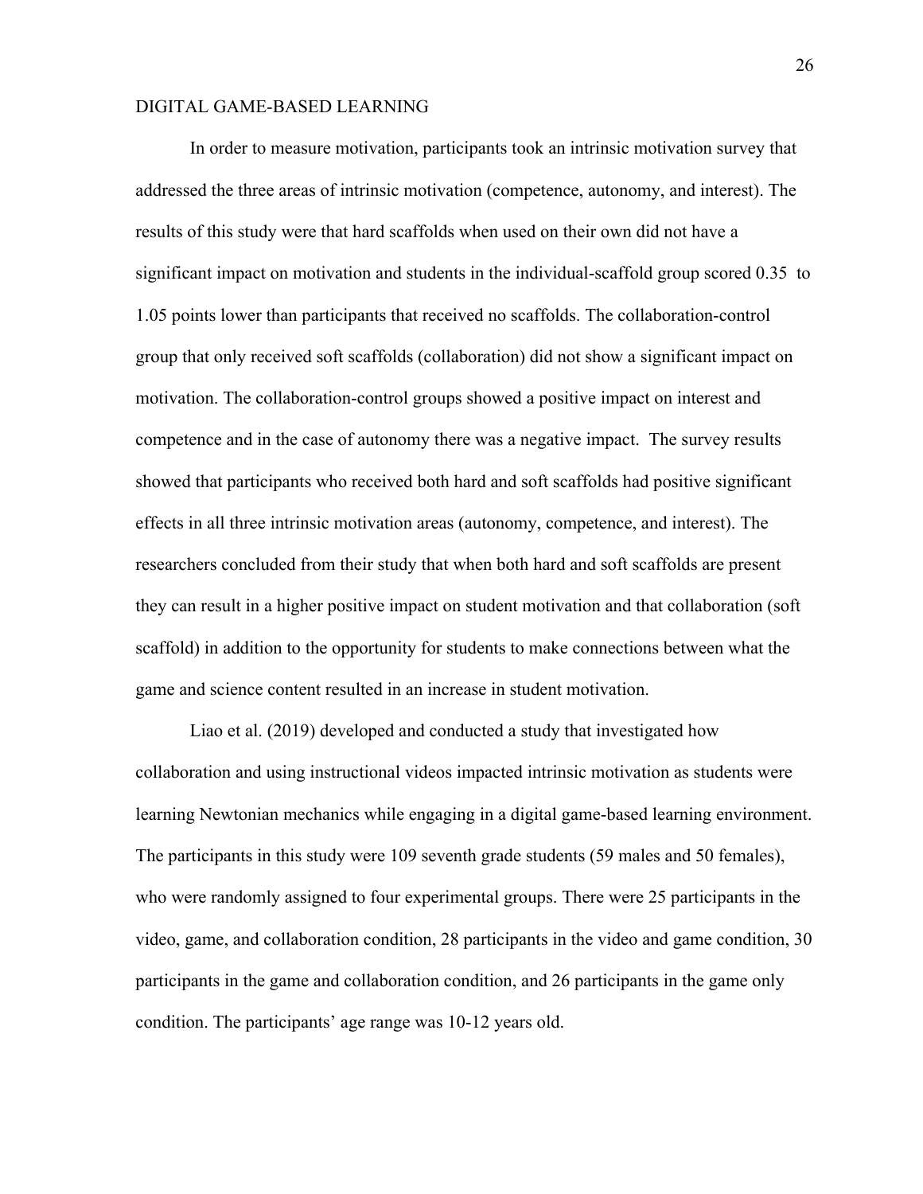In order to measure motivation, participants took an intrinsic motivation survey that addressed the three areas of intrinsic motivation (competence, autonomy, and interest). The results of this study were that hard scaffolds when used on their own did not have a significant impact on motivation and students in the individual-scaffold group scored 0.35 to 1.05 points lower than participants that received no scaffolds. The collaboration-control group that only received soft scaffolds (collaboration) did not show a significant impact on motivation. The collaboration-control groups showed a positive impact on interest and competence and in the case of autonomy there was a negative impact. The survey results showed that participants who received both hard and soft scaffolds had positive significant effects in all three intrinsic motivation areas (autonomy, competence, and interest). The researchers concluded from their study that when both hard and soft scaffolds are present they can result in a higher positive impact on student motivation and that collaboration (soft scaffold) in addition to the opportunity for students to make connections between what the game and science content resulted in an increase in student motivation.

Liao et al. (2019) developed and conducted a study that investigated how collaboration and using instructional videos impacted intrinsic motivation as students were learning Newtonian mechanics while engaging in a digital game-based learning environment. The participants in this study were 109 seventh grade students (59 males and 50 females), who were randomly assigned to four experimental groups. There were 25 participants in the video, game, and collaboration condition, 28 participants in the video and game condition, 30 participants in the game and collaboration condition, and 26 participants in the game only condition. The participants' age range was 10-12 years old.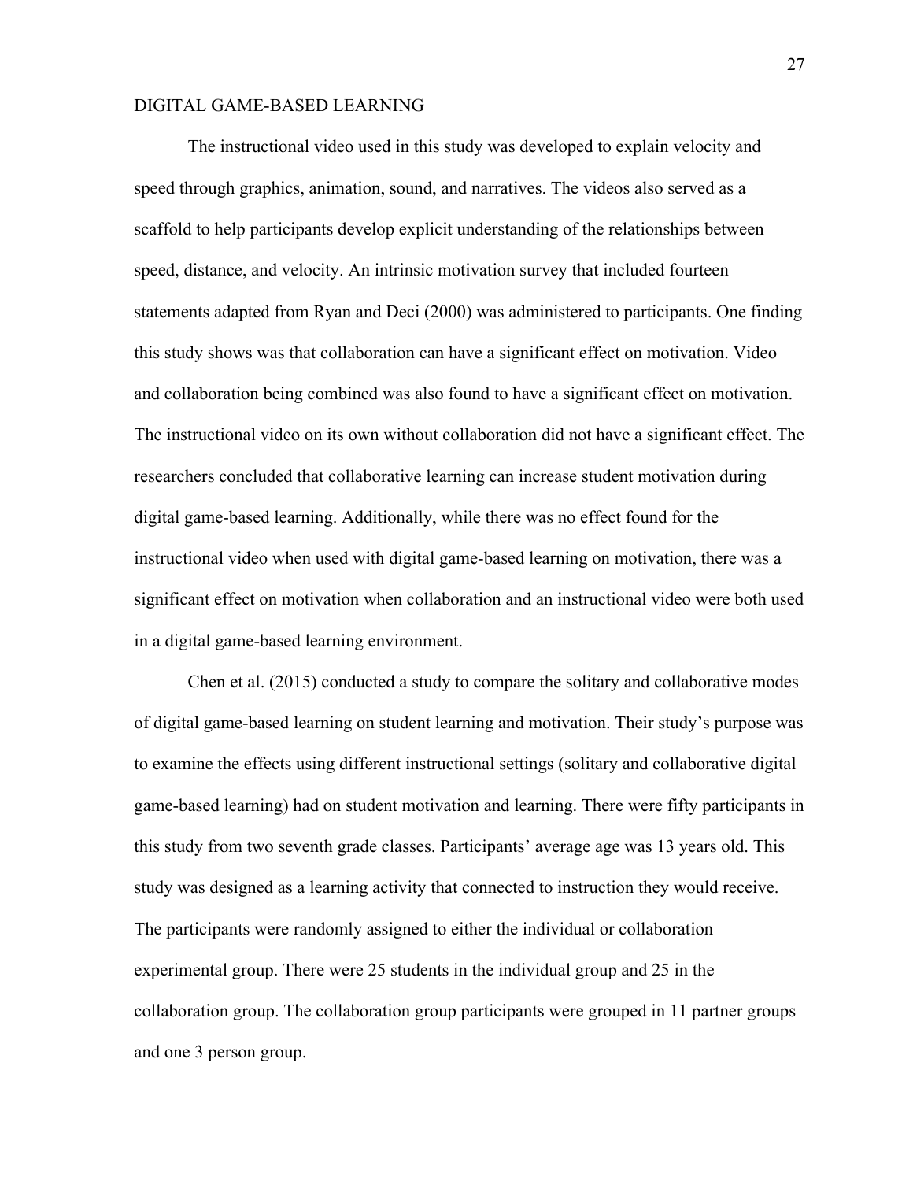The instructional video used in this study was developed to explain velocity and speed through graphics, animation, sound, and narratives. The videos also served as a scaffold to help participants develop explicit understanding of the relationships between speed, distance, and velocity. An intrinsic motivation survey that included fourteen statements adapted from Ryan and Deci (2000) was administered to participants. One finding this study shows was that collaboration can have a significant effect on motivation. Video and collaboration being combined was also found to have a significant effect on motivation. The instructional video on its own without collaboration did not have a significant effect. The researchers concluded that collaborative learning can increase student motivation during digital game-based learning. Additionally, while there was no effect found for the instructional video when used with digital game-based learning on motivation, there was a significant effect on motivation when collaboration and an instructional video were both used in a digital game-based learning environment.

Chen et al. (2015) conducted a study to compare the solitary and collaborative modes of digital game-based learning on student learning and motivation. Their study's purpose was to examine the effects using different instructional settings (solitary and collaborative digital game-based learning) had on student motivation and learning. There were fifty participants in this study from two seventh grade classes. Participants' average age was 13 years old. This study was designed as a learning activity that connected to instruction they would receive. The participants were randomly assigned to either the individual or collaboration experimental group. There were 25 students in the individual group and 25 in the collaboration group. The collaboration group participants were grouped in 11 partner groups and one 3 person group.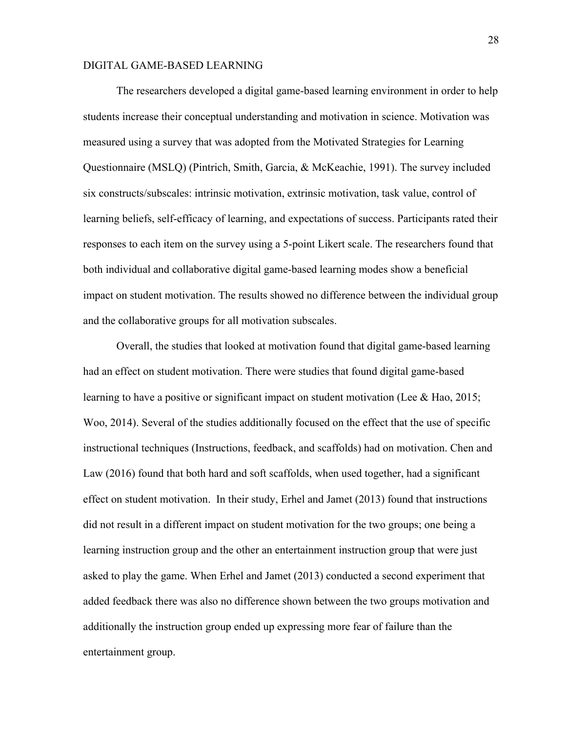The researchers developed a digital game-based learning environment in order to help students increase their conceptual understanding and motivation in science. Motivation was measured using a survey that was adopted from the Motivated Strategies for Learning Questionnaire (MSLQ) (Pintrich, Smith, Garcia, & McKeachie, 1991). The survey included six constructs/subscales: intrinsic motivation, extrinsic motivation, task value, control of learning beliefs, self-efficacy of learning, and expectations of success. Participants rated their responses to each item on the survey using a 5-point Likert scale. The researchers found that both individual and collaborative digital game-based learning modes show a beneficial impact on student motivation. The results showed no difference between the individual group and the collaborative groups for all motivation subscales.

Overall, the studies that looked at motivation found that digital game-based learning had an effect on student motivation. There were studies that found digital game-based learning to have a positive or significant impact on student motivation (Lee & Hao, 2015; Woo, 2014). Several of the studies additionally focused on the effect that the use of specific instructional techniques (Instructions, feedback, and scaffolds) had on motivation. Chen and Law (2016) found that both hard and soft scaffolds, when used together, had a significant effect on student motivation. In their study, Erhel and Jamet (2013) found that instructions did not result in a different impact on student motivation for the two groups; one being a learning instruction group and the other an entertainment instruction group that were just asked to play the game. When Erhel and Jamet (2013) conducted a second experiment that added feedback there was also no difference shown between the two groups motivation and additionally the instruction group ended up expressing more fear of failure than the entertainment group.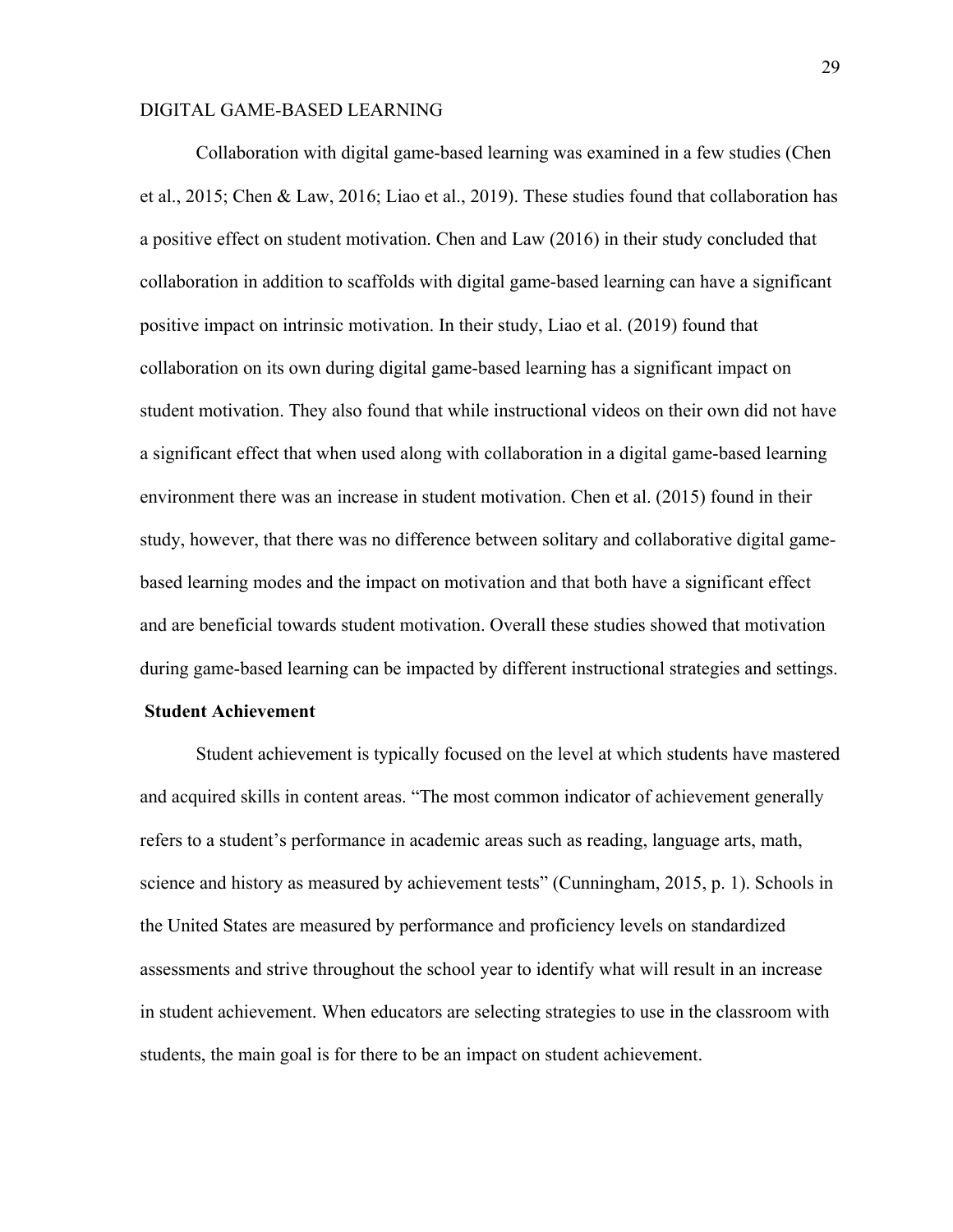Collaboration with digital game-based learning was examined in a few studies (Chen et al., 2015; Chen & Law, 2016; Liao et al., 2019). These studies found that collaboration has a positive effect on student motivation. Chen and Law (2016) in their study concluded that collaboration in addition to scaffolds with digital game-based learning can have a significant positive impact on intrinsic motivation. In their study, Liao et al. (2019) found that collaboration on its own during digital game-based learning has a significant impact on student motivation. They also found that while instructional videos on their own did not have a significant effect that when used along with collaboration in a digital game-based learning environment there was an increase in student motivation. Chen et al. (2015) found in their study, however, that there was no difference between solitary and collaborative digital game-based learning modes and the impact on motivation and that both have a significant effect and are beneficial towards student motivation. Overall these studies showed that motivation during game-based learning can be impacted by different instructional strategies and settings.

## Student Achievement

Student achievement is typically focused on the level at which students have mastered and acquired skills in content areas. "The most common indicator of achievement generally refers to a student's performance in academic areas such as reading, language arts, math, science and history as measured by achievement tests" (Cunningham, 2015, p. 1). Schools in the United States are measured by performance and proficiency levels on standardized assessments and strive throughout the school year to identify what will result in an increase in student achievement. When educators are selecting strategies to use in the classroom with students, the main goal is for there to be an impact on student achievement.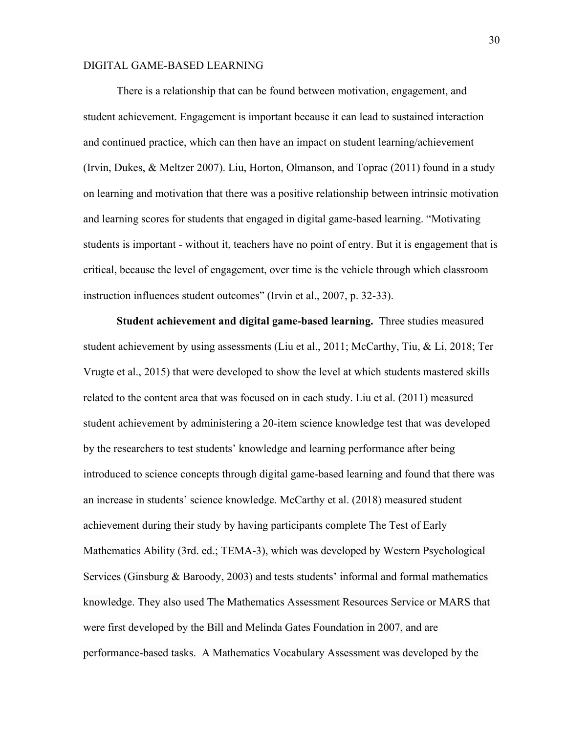There is a relationship that can be found between motivation, engagement, and student achievement. Engagement is important because it can lead to sustained interaction and continued practice, which can then have an impact on student learning/achievement (Irvin, Dukes, & Meltzer 2007). Liu, Horton, Olmanson, and Toprac (2011) found in a study on learning and motivation that there was a positive relationship between intrinsic motivation and learning scores for students that engaged in digital game-based learning. "Motivating students is important - without it, teachers have no point of entry. But it is engagement that is critical, because the level of engagement, over time is the vehicle through which classroom instruction influences student outcomes" (Irvin et al., 2007, p. 32-33).

**Student achievement and digital game-based learning.** Three studies measured student achievement by using assessments (Liu et al., 2011; McCarthy, Tiu, & Li, 2018; Ter Vrugte et al., 2015) that were developed to show the level at which students mastered skills related to the content area that was focused on in each study. Liu et al. (2011) measured student achievement by administering a 20-item science knowledge test that was developed by the researchers to test students' knowledge and learning performance after being introduced to science concepts through digital game-based learning and found that there was an increase in students' science knowledge. McCarthy et al. (2018) measured student achievement during their study by having participants complete The Test of Early Mathematics Ability (3rd. ed.; TEMA-3), which was developed by Western Psychological Services (Ginsburg & Baroody, 2003) and tests students' informal and formal mathematics knowledge. They also used The Mathematics Assessment Resources Service or MARS that were first developed by the Bill and Melinda Gates Foundation in 2007, and are performance-based tasks. A Mathematics Vocabulary Assessment was developed by the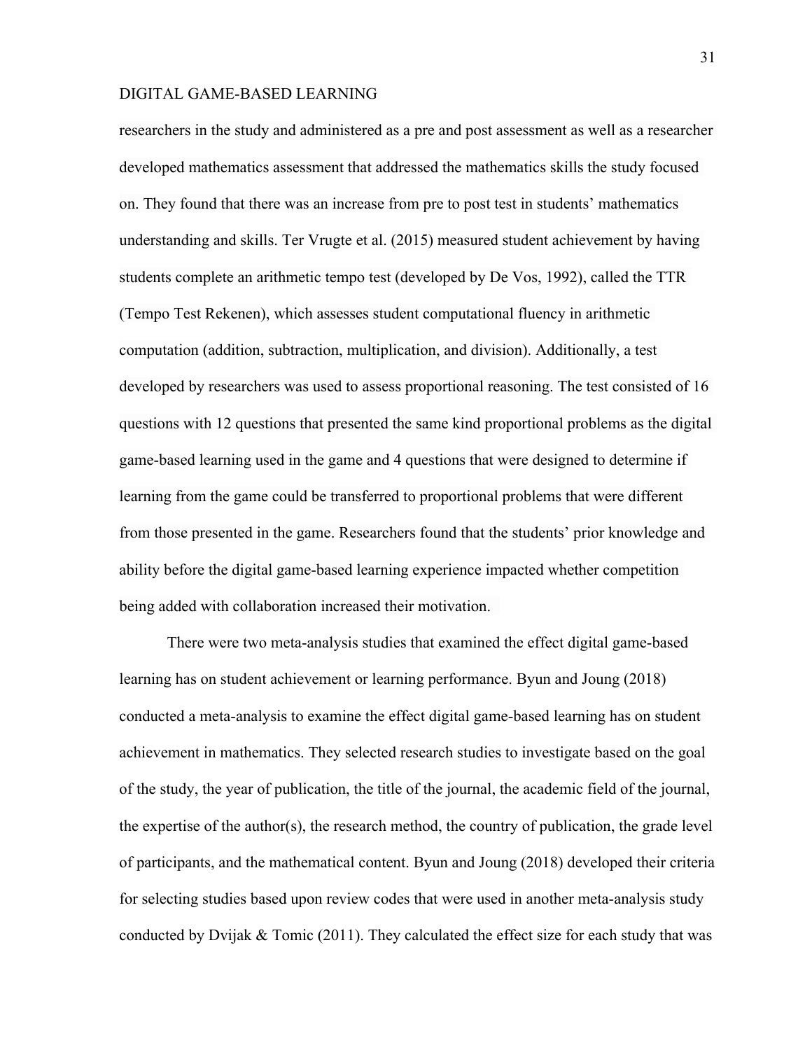researchers in the study and administered as a pre and post assessment as well as a researcher developed mathematics assessment that addressed the mathematics skills the study focused on. They found that there was an increase from pre to post test in students' mathematics understanding and skills. Ter Vrugte et al. (2015) measured student achievement by having students complete an arithmetic tempo test (developed by De Vos, 1992), called the TTR (Tempo Test Rekenen), which assesses student computational fluency in arithmetic computation (addition, subtraction, multiplication, and division). Additionally, a test developed by researchers was used to assess proportional reasoning. The test consisted of 16 questions with 12 questions that presented the same kind proportional problems as the digital game-based learning used in the game and 4 questions that were designed to determine if learning from the game could be transferred to proportional problems that were different from those presented in the game. Researchers found that the students' prior knowledge and ability before the digital game-based learning experience impacted whether competition being added with collaboration increased their motivation.

There were two meta-analysis studies that examined the effect digital game-based learning has on student achievement or learning performance. Byun and Joung (2018) conducted a meta-analysis to examine the effect digital game-based learning has on student achievement in mathematics. They selected research studies to investigate based on the goal of the study, the year of publication, the title of the journal, the academic field of the journal, the expertise of the author(s), the research method, the country of publication, the grade level of participants, and the mathematical content. Byun and Joung (2018) developed their criteria for selecting studies based upon review codes that were used in another meta-analysis study conducted by Dvijak & Tomic (2011). They calculated the effect size for each study that was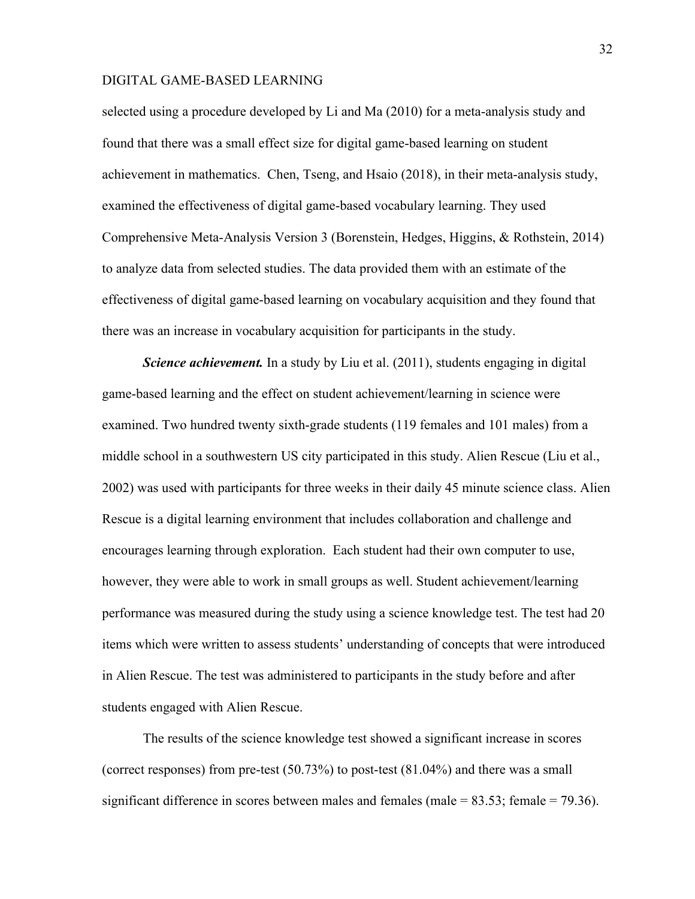selected using a procedure developed by Li and Ma (2010) for a meta-analysis study and found that there was a small effect size for digital game-based learning on student achievement in mathematics. Chen, Tseng, and Hsaio (2018), in their meta-analysis study, examined the effectiveness of digital game-based vocabulary learning. They used Comprehensive Meta-Analysis Version 3 (Borenstein, Hedges, Higgins, & Rothstein, 2014) to analyze data from selected studies. The data provided them with an estimate of the effectiveness of digital game-based learning on vocabulary acquisition and they found that there was an increase in vocabulary acquisition for participants in the study.

***Science achievement.*** In a study by Liu et al. (2011), students engaging in digital game-based learning and the effect on student achievement/learning in science were examined. Two hundred twenty sixth-grade students (119 females and 101 males) from a middle school in a southwestern US city participated in this study. Alien Rescue (Liu et al., 2002) was used with participants for three weeks in their daily 45 minute science class. Alien Rescue is a digital learning environment that includes collaboration and challenge and encourages learning through exploration. Each student had their own computer to use, however, they were able to work in small groups as well. Student achievement/learning performance was measured during the study using a science knowledge test. The test had 20 items which were written to assess students' understanding of concepts that were introduced in Alien Rescue. The test was administered to participants in the study before and after students engaged with Alien Rescue.

The results of the science knowledge test showed a significant increase in scores (correct responses) from pre-test (50.73%) to post-test (81.04%) and there was a small significant difference in scores between males and females (male = 83.53; female = 79.36).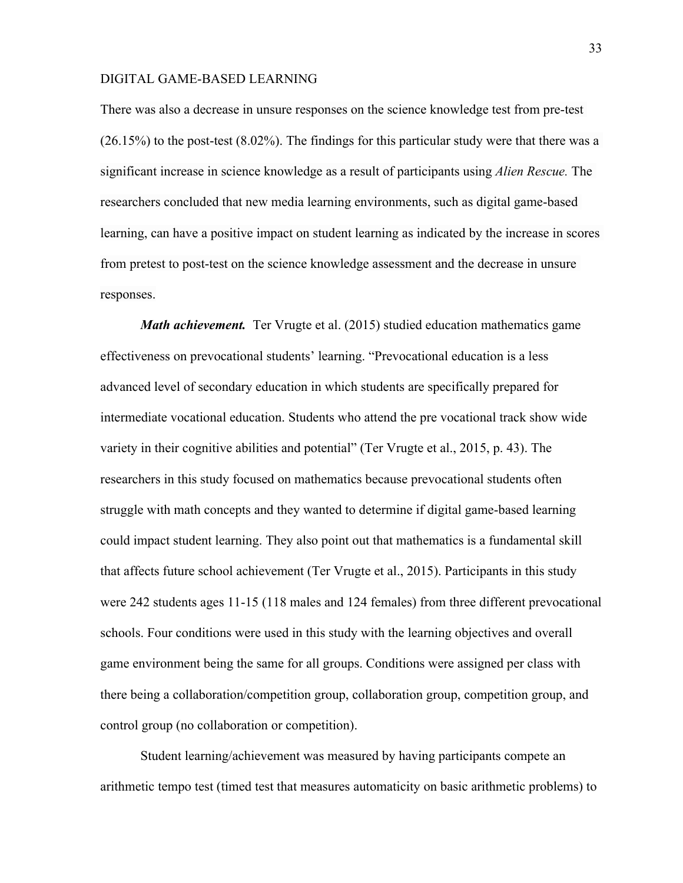There was also a decrease in unsure responses on the science knowledge test from pre-test (26.15%) to the post-test (8.02%). The findings for this particular study were that there was a significant increase in science knowledge as a result of participants using *Alien Rescue.* The researchers concluded that new media learning environments, such as digital game-based learning, can have a positive impact on student learning as indicated by the increase in scores from pretest to post-test on the science knowledge assessment and the decrease in unsure responses.

***Math achievement.*** Ter Vrugte et al. (2015) studied education mathematics game effectiveness on prevocational students' learning. "Prevocational education is a less advanced level of secondary education in which students are specifically prepared for intermediate vocational education. Students who attend the pre vocational track show wide variety in their cognitive abilities and potential" (Ter Vrugte et al., 2015, p. 43). The researchers in this study focused on mathematics because prevocational students often struggle with math concepts and they wanted to determine if digital game-based learning could impact student learning. They also point out that mathematics is a fundamental skill that affects future school achievement (Ter Vrugte et al., 2015). Participants in this study were 242 students ages 11-15 (118 males and 124 females) from three different prevocational schools. Four conditions were used in this study with the learning objectives and overall game environment being the same for all groups. Conditions were assigned per class with there being a collaboration/competition group, collaboration group, competition group, and control group (no collaboration or competition).

Student learning/achievement was measured by having participants compete an arithmetic tempo test (timed test that measures automaticity on basic arithmetic problems) to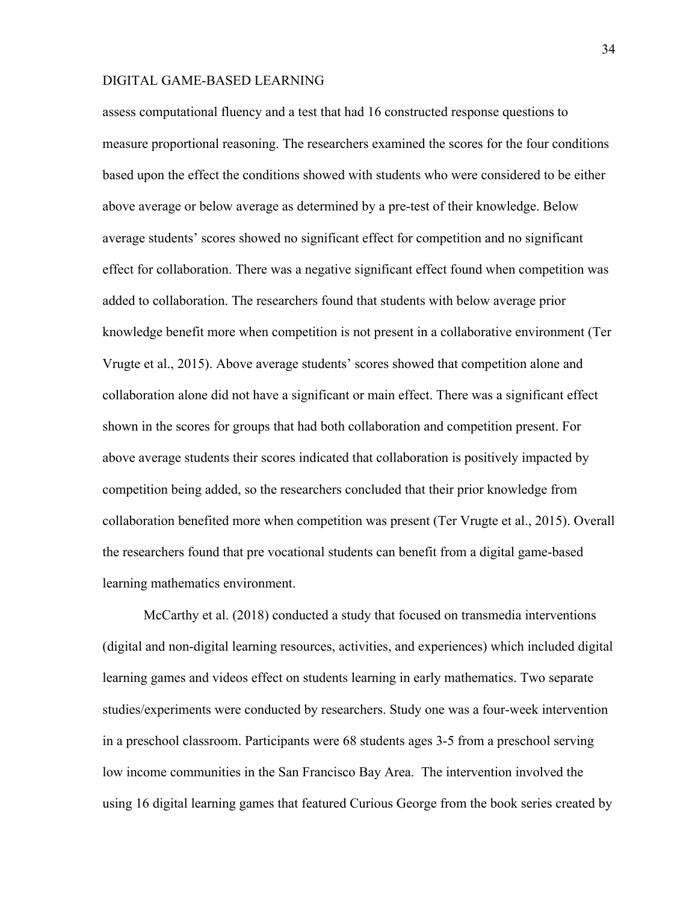assess computational fluency and a test that had 16 constructed response questions to measure proportional reasoning. The researchers examined the scores for the four conditions based upon the effect the conditions showed with students who were considered to be either above average or below average as determined by a pre-test of their knowledge. Below average students' scores showed no significant effect for competition and no significant effect for collaboration. There was a negative significant effect found when competition was added to collaboration. The researchers found that students with below average prior knowledge benefit more when competition is not present in a collaborative environment (Ter Vrugte et al., 2015). Above average students' scores showed that competition alone and collaboration alone did not have a significant or main effect. There was a significant effect shown in the scores for groups that had both collaboration and competition present. For above average students their scores indicated that collaboration is positively impacted by competition being added, so the researchers concluded that their prior knowledge from collaboration benefited more when competition was present (Ter Vrugte et al., 2015). Overall the researchers found that pre vocational students can benefit from a digital game-based learning mathematics environment.

McCarthy et al. (2018) conducted a study that focused on transmedia interventions (digital and non-digital learning resources, activities, and experiences) which included digital learning games and videos effect on students learning in early mathematics. Two separate studies/experiments were conducted by researchers. Study one was a four-week intervention in a preschool classroom. Participants were 68 students ages 3-5 from a preschool serving low income communities in the San Francisco Bay Area. The intervention involved the using 16 digital learning games that featured Curious George from the book series created by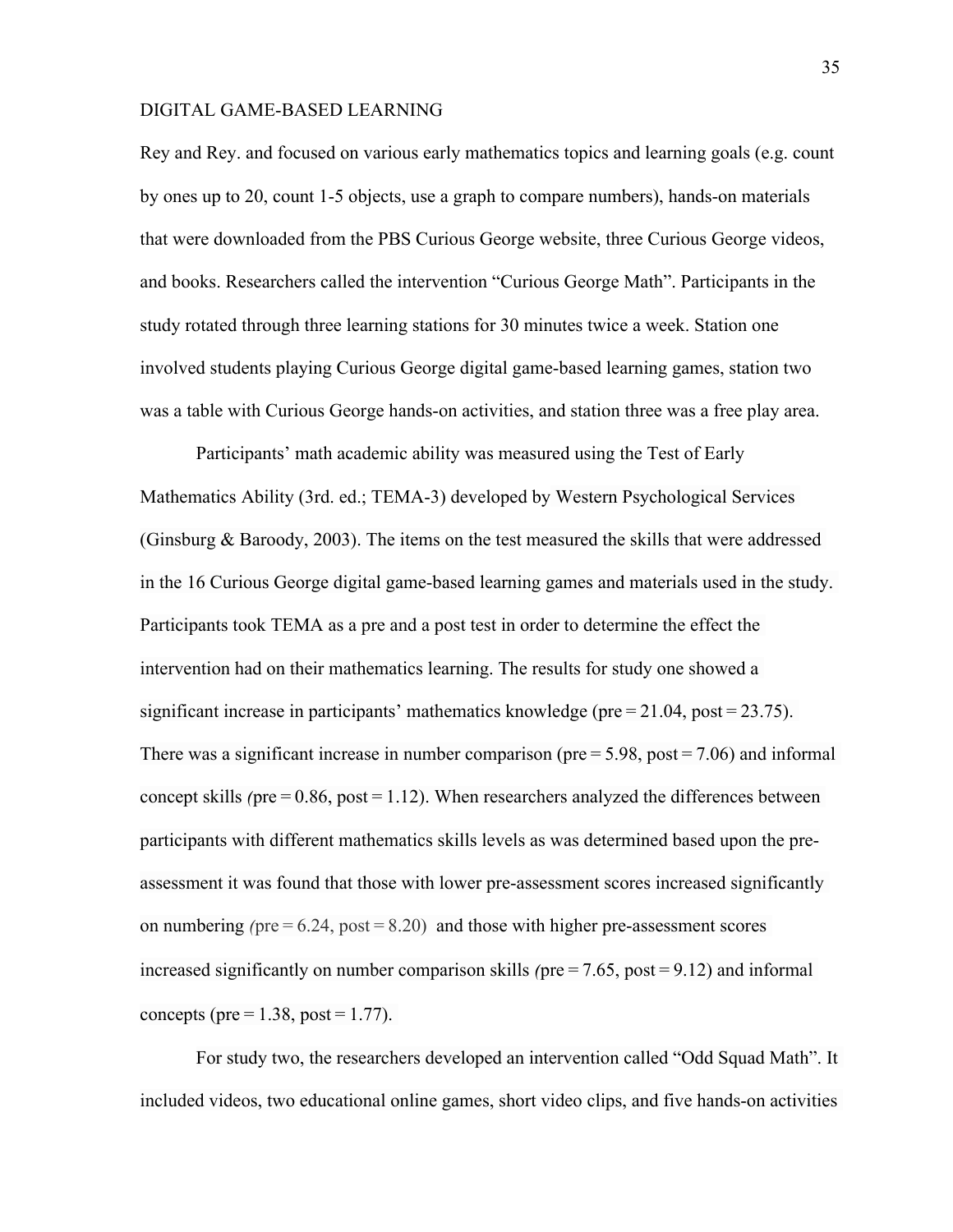Rey and Rey. and focused on various early mathematics topics and learning goals (e.g. count by ones up to 20, count 1-5 objects, use a graph to compare numbers), hands-on materials that were downloaded from the PBS Curious George website, three Curious George videos, and books. Researchers called the intervention "Curious George Math". Participants in the study rotated through three learning stations for 30 minutes twice a week. Station one involved students playing Curious George digital game-based learning games, station two was a table with Curious George hands-on activities, and station three was a free play area.

Participants' math academic ability was measured using the Test of Early Mathematics Ability (3rd. ed.; TEMA-3) developed by Western Psychological Services (Ginsburg & Baroody, 2003). The items on the test measured the skills that were addressed in the 16 Curious George digital game-based learning games and materials used in the study. Participants took TEMA as a pre and a post test in order to determine the effect the intervention had on their mathematics learning. The results for study one showed a significant increase in participants' mathematics knowledge (pre = 21.04, post = 23.75). There was a significant increase in number comparison (pre = 5.98, post = 7.06) and informal concept skills *(*pre = 0.86, post = 1.12). When researchers analyzed the differences between participants with different mathematics skills levels as was determined based upon the pre-assessment it was found that those with lower pre-assessment scores increased significantly on numbering *(*pre = 6.24, post = 8.20) and those with higher pre-assessment scores increased significantly on number comparison skills *(*pre = 7.65, post = 9.12) and informal concepts (pre = 1.38, post = 1.77).

For study two, the researchers developed an intervention called "Odd Squad Math". It included videos, two educational online games, short video clips, and five hands-on activities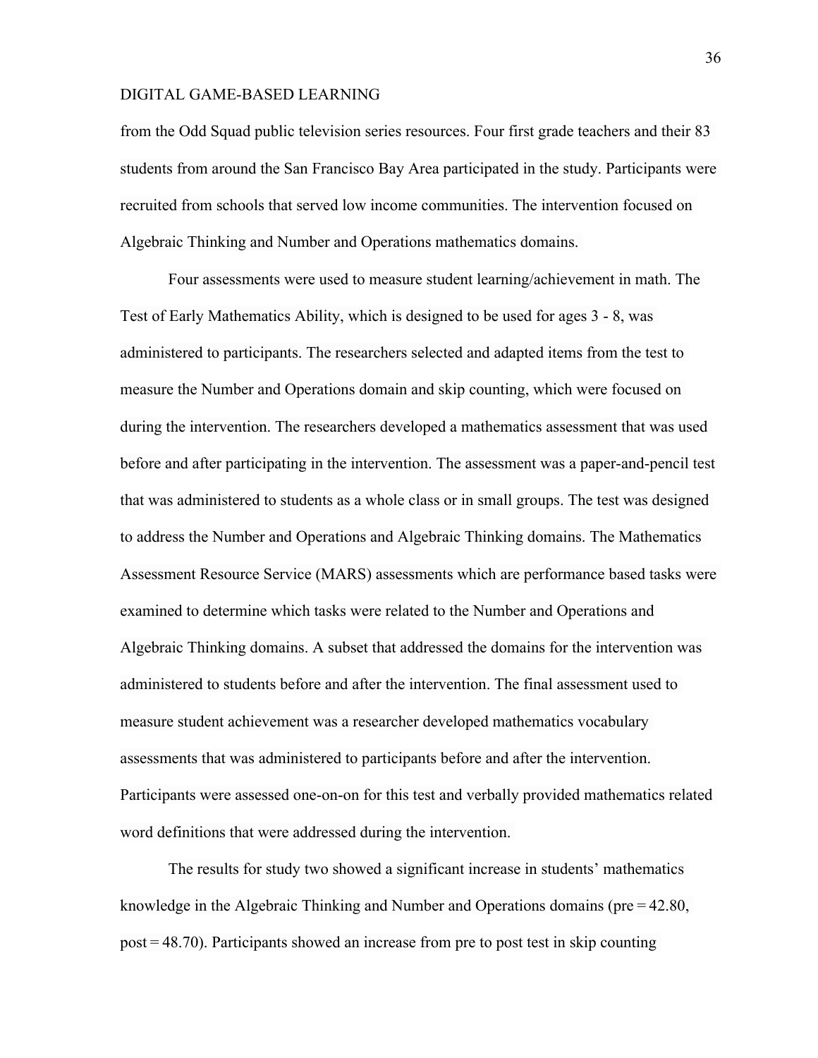from the Odd Squad public television series resources. Four first grade teachers and their 83 students from around the San Francisco Bay Area participated in the study. Participants were recruited from schools that served low income communities. The intervention focused on Algebraic Thinking and Number and Operations mathematics domains.

Four assessments were used to measure student learning/achievement in math. The Test of Early Mathematics Ability, which is designed to be used for ages 3 - 8, was administered to participants. The researchers selected and adapted items from the test to measure the Number and Operations domain and skip counting, which were focused on during the intervention. The researchers developed a mathematics assessment that was used before and after participating in the intervention. The assessment was a paper-and-pencil test that was administered to students as a whole class or in small groups. The test was designed to address the Number and Operations and Algebraic Thinking domains. The Mathematics Assessment Resource Service (MARS) assessments which are performance based tasks were examined to determine which tasks were related to the Number and Operations and Algebraic Thinking domains. A subset that addressed the domains for the intervention was administered to students before and after the intervention. The final assessment used to measure student achievement was a researcher developed mathematics vocabulary assessments that was administered to participants before and after the intervention. Participants were assessed one-on-on for this test and verbally provided mathematics related word definitions that were addressed during the intervention.

The results for study two showed a significant increase in students' mathematics knowledge in the Algebraic Thinking and Number and Operations domains (pre = 42.80, post = 48.70). Participants showed an increase from pre to post test in skip counting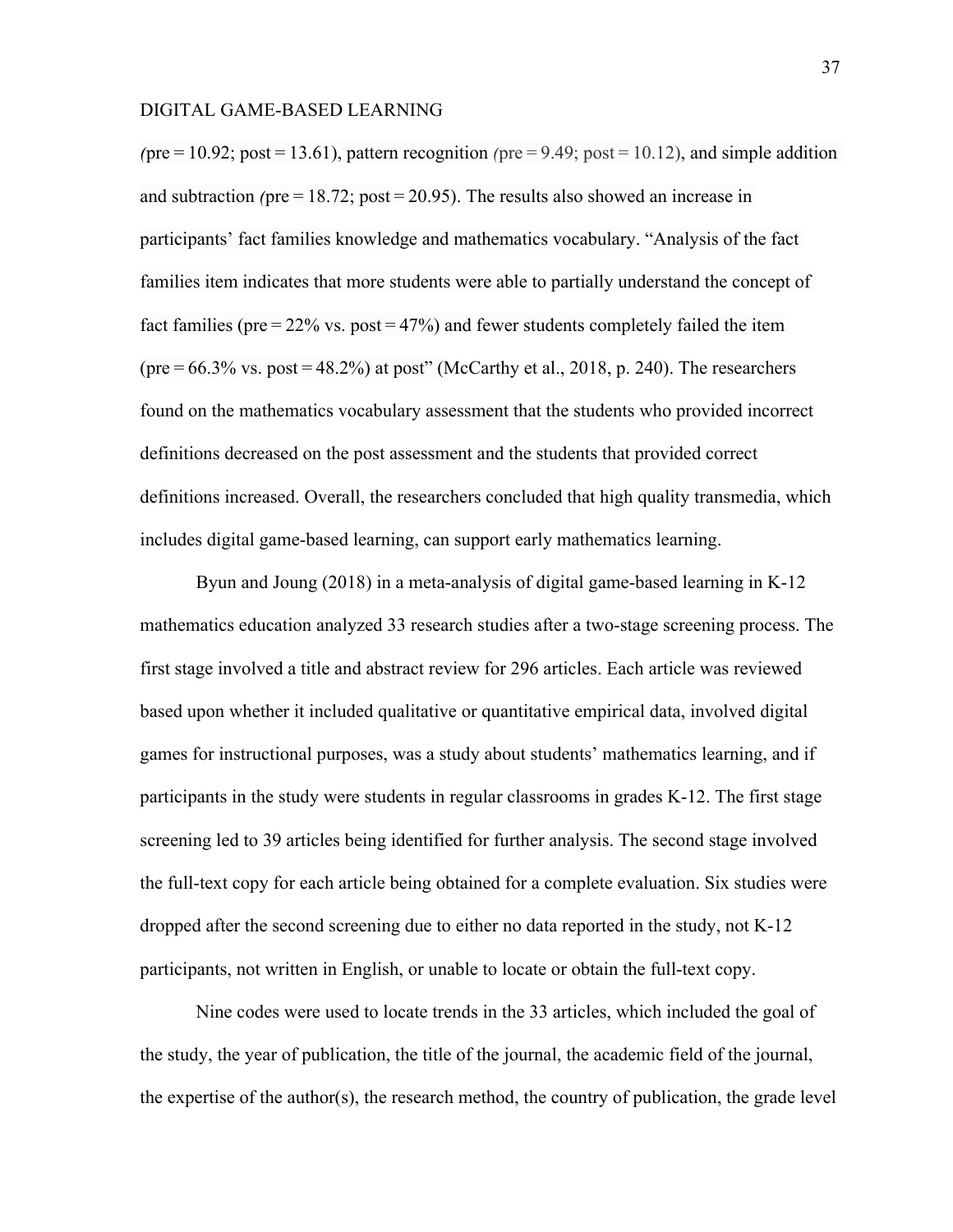(pre = 10.92; post = 13.61), pattern recognition (pre = 9.49; post = 10.12), and simple addition and subtraction (pre = 18.72; post = 20.95). The results also showed an increase in participants' fact families knowledge and mathematics vocabulary. "Analysis of the fact families item indicates that more students were able to partially understand the concept of fact families (pre = 22% vs. post = 47%) and fewer students completely failed the item (pre = 66.3% vs. post = 48.2%) at post" (McCarthy et al., 2018, p. 240). The researchers found on the mathematics vocabulary assessment that the students who provided incorrect definitions decreased on the post assessment and the students that provided correct definitions increased. Overall, the researchers concluded that high quality transmedia, which includes digital game-based learning, can support early mathematics learning.

Byun and Joung (2018) in a meta-analysis of digital game-based learning in K-12 mathematics education analyzed 33 research studies after a two-stage screening process. The first stage involved a title and abstract review for 296 articles. Each article was reviewed based upon whether it included qualitative or quantitative empirical data, involved digital games for instructional purposes, was a study about students' mathematics learning, and if participants in the study were students in regular classrooms in grades K-12. The first stage screening led to 39 articles being identified for further analysis. The second stage involved the full-text copy for each article being obtained for a complete evaluation. Six studies were dropped after the second screening due to either no data reported in the study, not K-12 participants, not written in English, or unable to locate or obtain the full-text copy.

Nine codes were used to locate trends in the 33 articles, which included the goal of the study, the year of publication, the title of the journal, the academic field of the journal, the expertise of the author(s), the research method, the country of publication, the grade level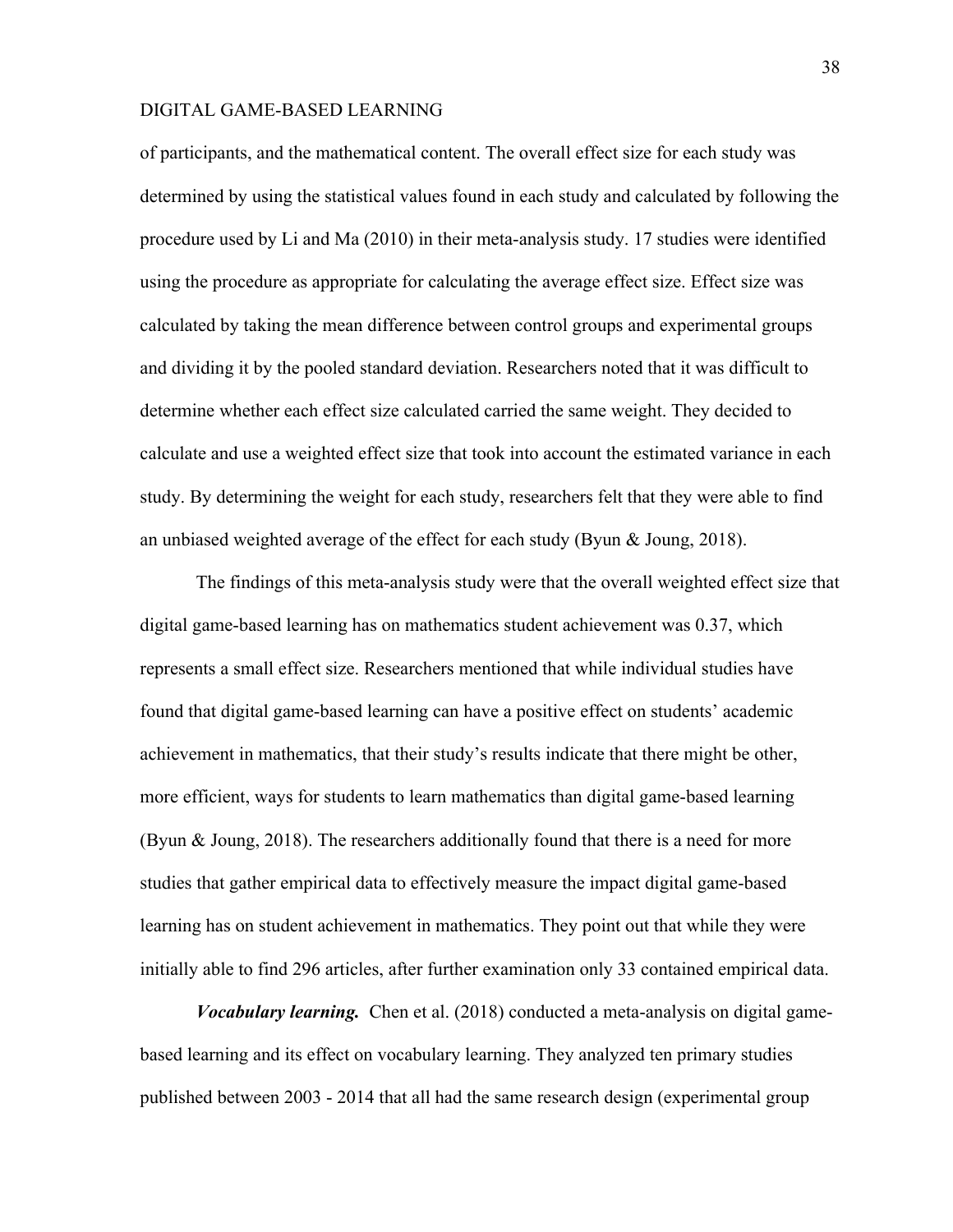of participants, and the mathematical content. The overall effect size for each study was determined by using the statistical values found in each study and calculated by following the procedure used by Li and Ma (2010) in their meta-analysis study. 17 studies were identified using the procedure as appropriate for calculating the average effect size. Effect size was calculated by taking the mean difference between control groups and experimental groups and dividing it by the pooled standard deviation. Researchers noted that it was difficult to determine whether each effect size calculated carried the same weight. They decided to calculate and use a weighted effect size that took into account the estimated variance in each study. By determining the weight for each study, researchers felt that they were able to find an unbiased weighted average of the effect for each study (Byun & Joung, 2018).

The findings of this meta-analysis study were that the overall weighted effect size that digital game-based learning has on mathematics student achievement was 0.37, which represents a small effect size. Researchers mentioned that while individual studies have found that digital game-based learning can have a positive effect on students' academic achievement in mathematics, that their study's results indicate that there might be other, more efficient, ways for students to learn mathematics than digital game-based learning (Byun & Joung, 2018). The researchers additionally found that there is a need for more studies that gather empirical data to effectively measure the impact digital game-based learning has on student achievement in mathematics. They point out that while they were initially able to find 296 articles, after further examination only 33 contained empirical data.

***Vocabulary learning.*** Chen et al. (2018) conducted a meta-analysis on digital game-based learning and its effect on vocabulary learning. They analyzed ten primary studies published between 2003 - 2014 that all had the same research design (experimental group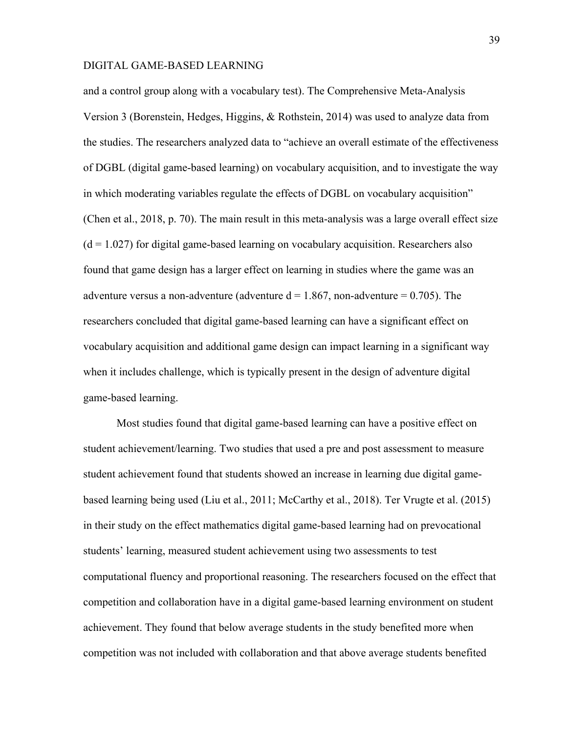and a control group along with a vocabulary test). The Comprehensive Meta-Analysis Version 3 (Borenstein, Hedges, Higgins, & Rothstein, 2014) was used to analyze data from the studies. The researchers analyzed data to "achieve an overall estimate of the effectiveness of DGBL (digital game-based learning) on vocabulary acquisition, and to investigate the way in which moderating variables regulate the effects of DGBL on vocabulary acquisition" (Chen et al., 2018, p. 70). The main result in this meta-analysis was a large overall effect size ($d = 1.027$) for digital game-based learning on vocabulary acquisition. Researchers also found that game design has a larger effect on learning in studies where the game was an adventure versus a non-adventure (adventure $d = 1.867$, non-adventure $= 0.705$). The researchers concluded that digital game-based learning can have a significant effect on vocabulary acquisition and additional game design can impact learning in a significant way when it includes challenge, which is typically present in the design of adventure digital game-based learning.

Most studies found that digital game-based learning can have a positive effect on student achievement/learning. Two studies that used a pre and post assessment to measure student achievement found that students showed an increase in learning due digital game-based learning being used (Liu et al., 2011; McCarthy et al., 2018). Ter Vrugte et al. (2015) in their study on the effect mathematics digital game-based learning had on prevocational students' learning, measured student achievement using two assessments to test computational fluency and proportional reasoning. The researchers focused on the effect that competition and collaboration have in a digital game-based learning environment on student achievement. They found that below average students in the study benefited more when competition was not included with collaboration and that above average students benefited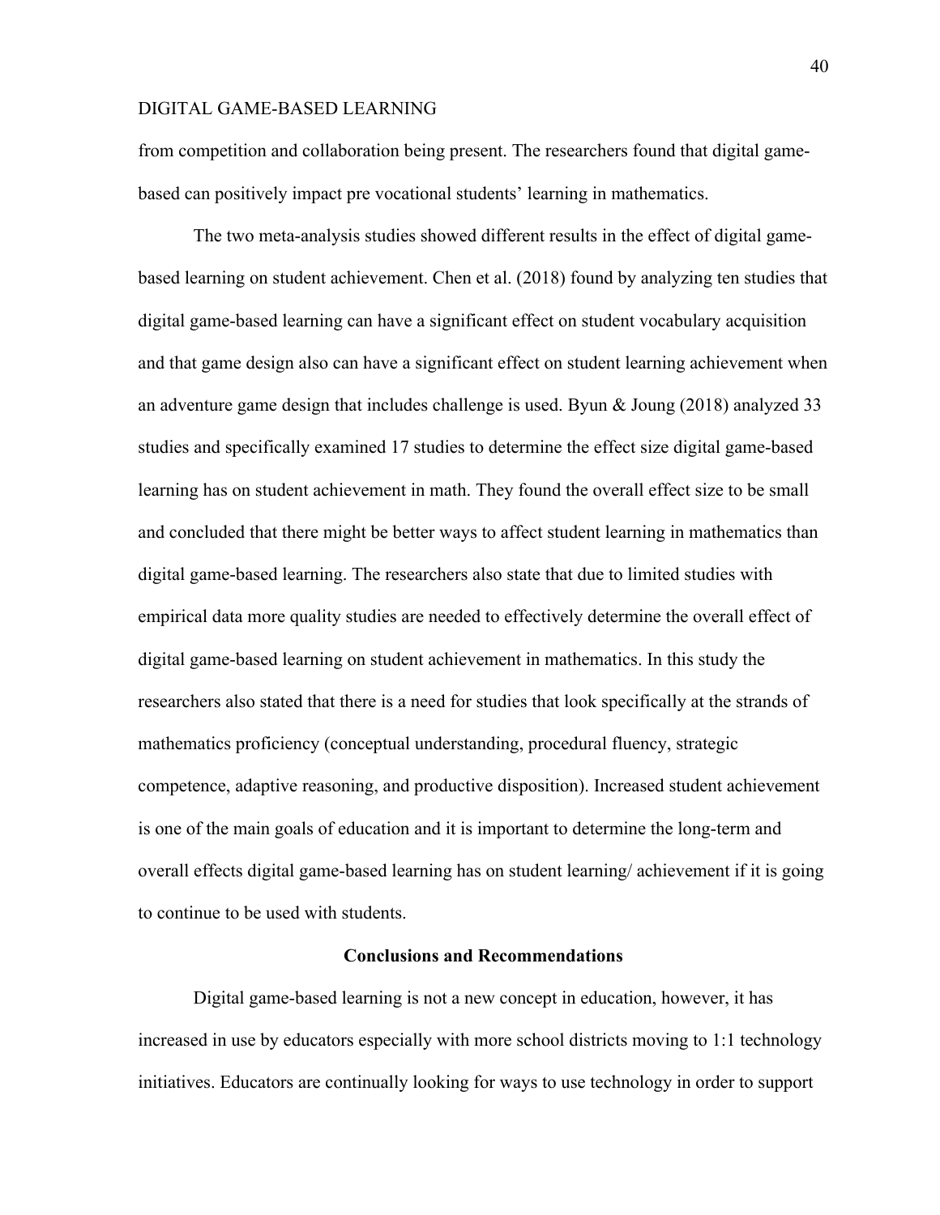from competition and collaboration being present. The researchers found that digital game-based can positively impact pre vocational students' learning in mathematics.

The two meta-analysis studies showed different results in the effect of digital game-based learning on student achievement. Chen et al. (2018) found by analyzing ten studies that digital game-based learning can have a significant effect on student vocabulary acquisition and that game design also can have a significant effect on student learning achievement when an adventure game design that includes challenge is used. Byun & Joung (2018) analyzed 33 studies and specifically examined 17 studies to determine the effect size digital game-based learning has on student achievement in math. They found the overall effect size to be small and concluded that there might be better ways to affect student learning in mathematics than digital game-based learning. The researchers also state that due to limited studies with empirical data more quality studies are needed to effectively determine the overall effect of digital game-based learning on student achievement in mathematics. In this study the researchers also stated that there is a need for studies that look specifically at the strands of mathematics proficiency (conceptual understanding, procedural fluency, strategic competence, adaptive reasoning, and productive disposition). Increased student achievement is one of the main goals of education and it is important to determine the long-term and overall effects digital game-based learning has on student learning/ achievement if it is going to continue to be used with students.

## Conclusions and Recommendations

Digital game-based learning is not a new concept in education, however, it has increased in use by educators especially with more school districts moving to 1:1 technology initiatives. Educators are continually looking for ways to use technology in order to support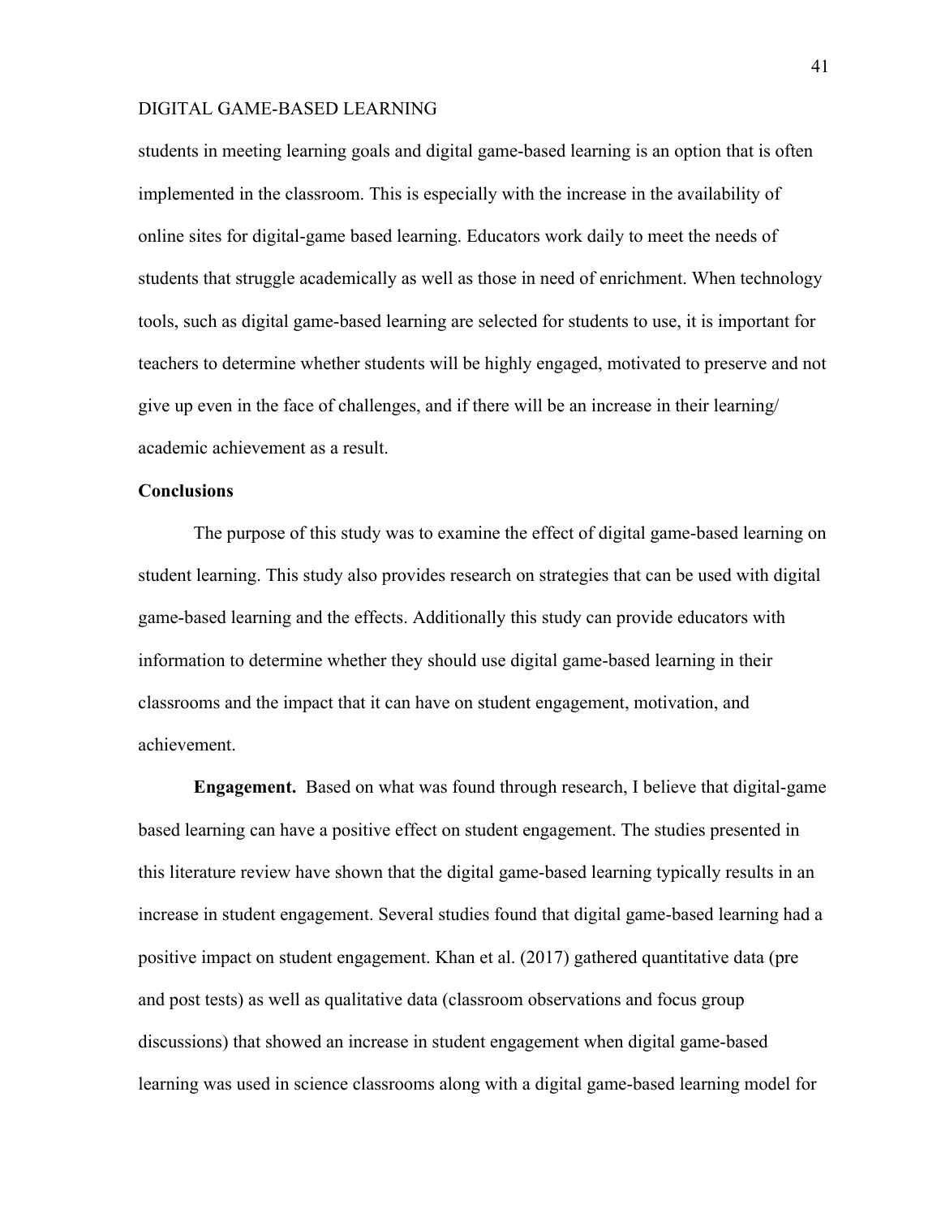students in meeting learning goals and digital game-based learning is an option that is often implemented in the classroom. This is especially with the increase in the availability of online sites for digital-game based learning. Educators work daily to meet the needs of students that struggle academically as well as those in need of enrichment. When technology tools, such as digital game-based learning are selected for students to use, it is important for teachers to determine whether students will be highly engaged, motivated to preserve and not give up even in the face of challenges, and if there will be an increase in their learning/ academic achievement as a result.

## Conclusions

The purpose of this study was to examine the effect of digital game-based learning on student learning. This study also provides research on strategies that can be used with digital game-based learning and the effects. Additionally this study can provide educators with information to determine whether they should use digital game-based learning in their classrooms and the impact that it can have on student engagement, motivation, and achievement.

**Engagement.** Based on what was found through research, I believe that digital-game based learning can have a positive effect on student engagement. The studies presented in this literature review have shown that the digital game-based learning typically results in an increase in student engagement. Several studies found that digital game-based learning had a positive impact on student engagement. Khan et al. (2017) gathered quantitative data (pre and post tests) as well as qualitative data (classroom observations and focus group discussions) that showed an increase in student engagement when digital game-based learning was used in science classrooms along with a digital game-based learning model for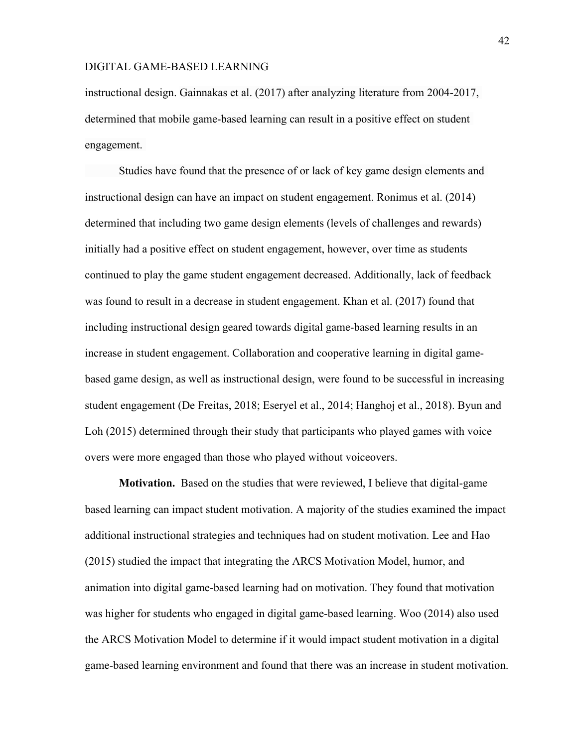instructional design. Gainnakas et al. (2017) after analyzing literature from 2004-2017, determined that mobile game-based learning can result in a positive effect on student engagement.

Studies have found that the presence of or lack of key game design elements and instructional design can have an impact on student engagement. Ronimus et al. (2014) determined that including two game design elements (levels of challenges and rewards) initially had a positive effect on student engagement, however, over time as students continued to play the game student engagement decreased. Additionally, lack of feedback was found to result in a decrease in student engagement. Khan et al. (2017) found that including instructional design geared towards digital game-based learning results in an increase in student engagement. Collaboration and cooperative learning in digital game-based game design, as well as instructional design, were found to be successful in increasing student engagement (De Freitas, 2018; Eseryel et al., 2014; Hanghoj et al., 2018). Byun and Loh (2015) determined through their study that participants who played games with voice overs were more engaged than those who played without voiceovers.

**Motivation.** Based on the studies that were reviewed, I believe that digital-game based learning can impact student motivation. A majority of the studies examined the impact additional instructional strategies and techniques had on student motivation. Lee and Hao (2015) studied the impact that integrating the ARCS Motivation Model, humor, and animation into digital game-based learning had on motivation. They found that motivation was higher for students who engaged in digital game-based learning. Woo (2014) also used the ARCS Motivation Model to determine if it would impact student motivation in a digital game-based learning environment and found that there was an increase in student motivation.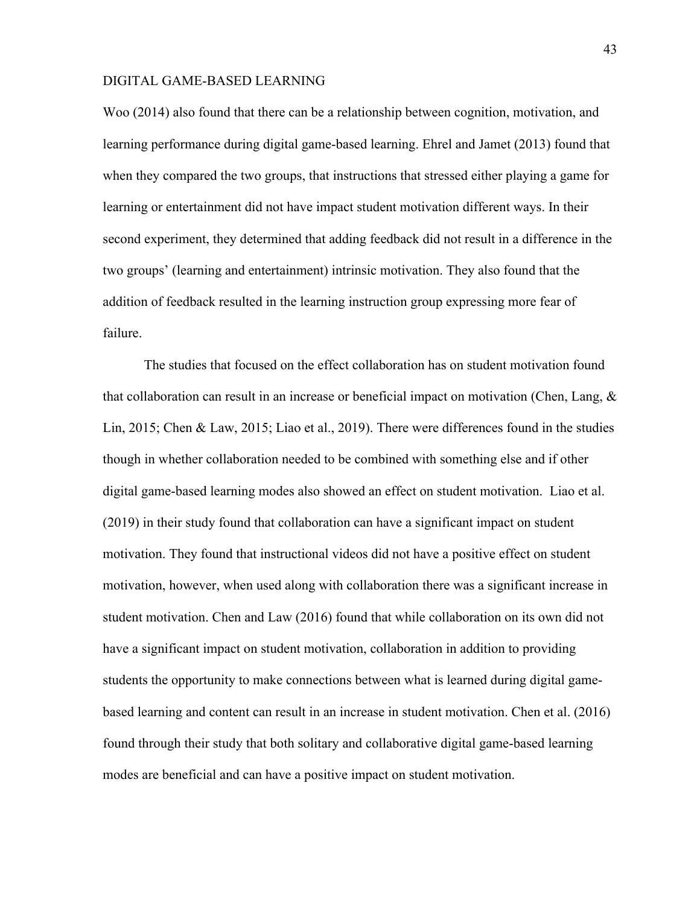Woo (2014) also found that there can be a relationship between cognition, motivation, and learning performance during digital game-based learning. Ehrel and Jamet (2013) found that when they compared the two groups, that instructions that stressed either playing a game for learning or entertainment did not have impact student motivation different ways. In their second experiment, they determined that adding feedback did not result in a difference in the two groups' (learning and entertainment) intrinsic motivation. They also found that the addition of feedback resulted in the learning instruction group expressing more fear of failure.

The studies that focused on the effect collaboration has on student motivation found that collaboration can result in an increase or beneficial impact on motivation (Chen, Lang, & Lin, 2015; Chen & Law, 2015; Liao et al., 2019). There were differences found in the studies though in whether collaboration needed to be combined with something else and if other digital game-based learning modes also showed an effect on student motivation. Liao et al. (2019) in their study found that collaboration can have a significant impact on student motivation. They found that instructional videos did not have a positive effect on student motivation, however, when used along with collaboration there was a significant increase in student motivation. Chen and Law (2016) found that while collaboration on its own did not have a significant impact on student motivation, collaboration in addition to providing students the opportunity to make connections between what is learned during digital game-based learning and content can result in an increase in student motivation. Chen et al. (2016) found through their study that both solitary and collaborative digital game-based learning modes are beneficial and can have a positive impact on student motivation.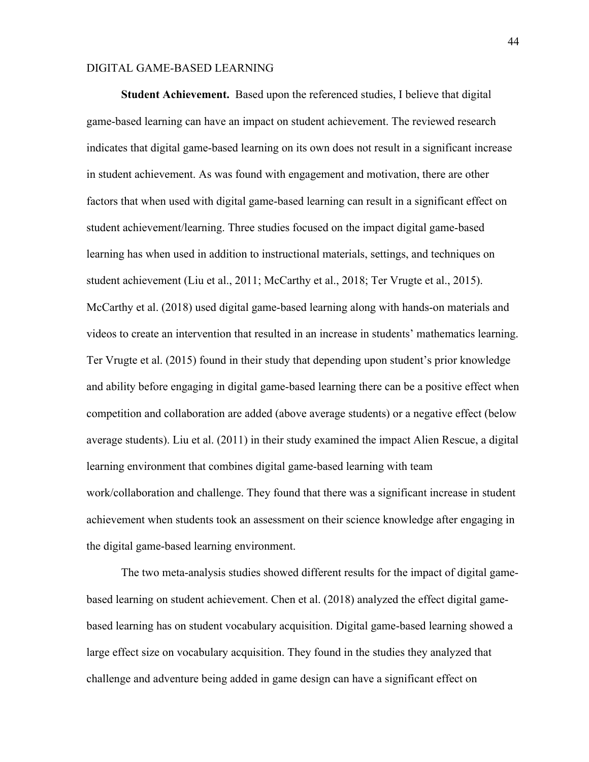**Student Achievement.** Based upon the referenced studies, I believe that digital game-based learning can have an impact on student achievement. The reviewed research indicates that digital game-based learning on its own does not result in a significant increase in student achievement. As was found with engagement and motivation, there are other factors that when used with digital game-based learning can result in a significant effect on student achievement/learning. Three studies focused on the impact digital game-based learning has when used in addition to instructional materials, settings, and techniques on student achievement (Liu et al., 2011; McCarthy et al., 2018; Ter Vrugte et al., 2015). McCarthy et al. (2018) used digital game-based learning along with hands-on materials and videos to create an intervention that resulted in an increase in students' mathematics learning. Ter Vrugte et al. (2015) found in their study that depending upon student's prior knowledge and ability before engaging in digital game-based learning there can be a positive effect when competition and collaboration are added (above average students) or a negative effect (below average students). Liu et al. (2011) in their study examined the impact Alien Rescue, a digital learning environment that combines digital game-based learning with team work/collaboration and challenge. They found that there was a significant increase in student achievement when students took an assessment on their science knowledge after engaging in the digital game-based learning environment.

The two meta-analysis studies showed different results for the impact of digital game-based learning on student achievement. Chen et al. (2018) analyzed the effect digital game-based learning has on student vocabulary acquisition. Digital game-based learning showed a large effect size on vocabulary acquisition. They found in the studies they analyzed that challenge and adventure being added in game design can have a significant effect on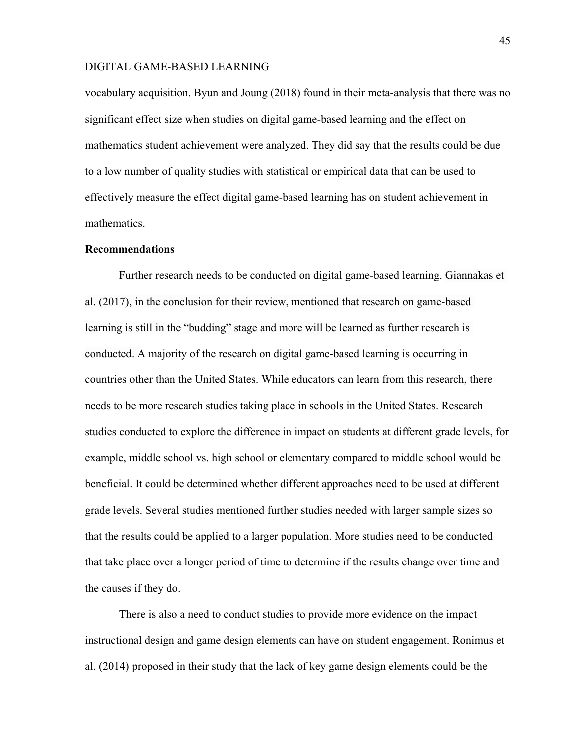vocabulary acquisition. Byun and Joung (2018) found in their meta-analysis that there was no significant effect size when studies on digital game-based learning and the effect on mathematics student achievement were analyzed. They did say that the results could be due to a low number of quality studies with statistical or empirical data that can be used to effectively measure the effect digital game-based learning has on student achievement in mathematics.

## Recommendations

Further research needs to be conducted on digital game-based learning. Giannakas et al. (2017), in the conclusion for their review, mentioned that research on game-based learning is still in the "budding" stage and more will be learned as further research is conducted. A majority of the research on digital game-based learning is occurring in countries other than the United States. While educators can learn from this research, there needs to be more research studies taking place in schools in the United States. Research studies conducted to explore the difference in impact on students at different grade levels, for example, middle school vs. high school or elementary compared to middle school would be beneficial. It could be determined whether different approaches need to be used at different grade levels. Several studies mentioned further studies needed with larger sample sizes so that the results could be applied to a larger population. More studies need to be conducted that take place over a longer period of time to determine if the results change over time and the causes if they do.

There is also a need to conduct studies to provide more evidence on the impact instructional design and game design elements can have on student engagement. Ronimus et al. (2014) proposed in their study that the lack of key game design elements could be the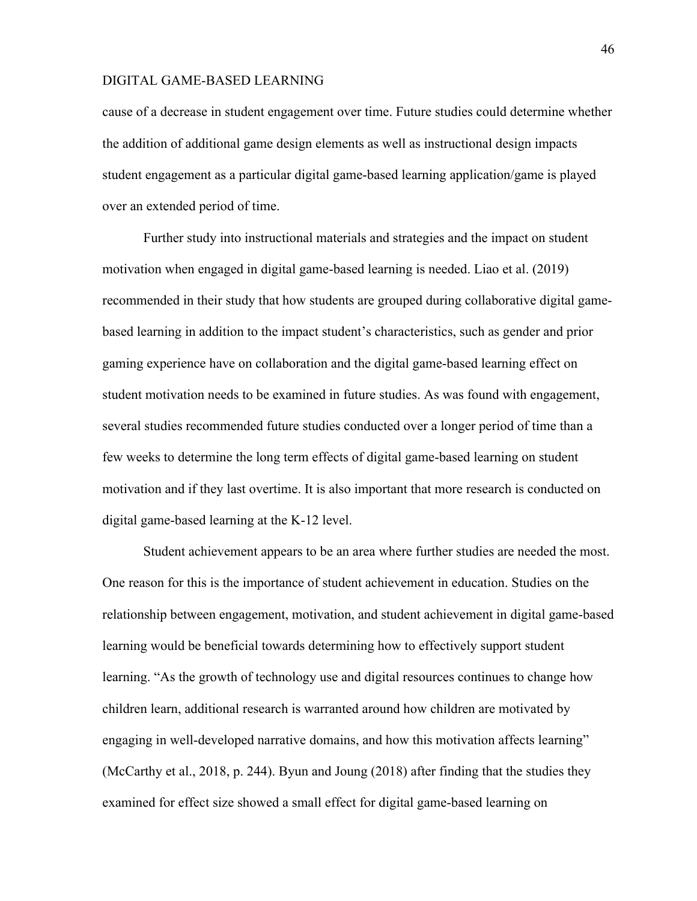cause of a decrease in student engagement over time. Future studies could determine whether the addition of additional game design elements as well as instructional design impacts student engagement as a particular digital game-based learning application/game is played over an extended period of time.

Further study into instructional materials and strategies and the impact on student motivation when engaged in digital game-based learning is needed. Liao et al. (2019) recommended in their study that how students are grouped during collaborative digital game-based learning in addition to the impact student's characteristics, such as gender and prior gaming experience have on collaboration and the digital game-based learning effect on student motivation needs to be examined in future studies. As was found with engagement, several studies recommended future studies conducted over a longer period of time than a few weeks to determine the long term effects of digital game-based learning on student motivation and if they last overtime. It is also important that more research is conducted on digital game-based learning at the K-12 level.

Student achievement appears to be an area where further studies are needed the most. One reason for this is the importance of student achievement in education. Studies on the relationship between engagement, motivation, and student achievement in digital game-based learning would be beneficial towards determining how to effectively support student learning. "As the growth of technology use and digital resources continues to change how children learn, additional research is warranted around how children are motivated by engaging in well-developed narrative domains, and how this motivation affects learning" (McCarthy et al., 2018, p. 244). Byun and Joung (2018) after finding that the studies they examined for effect size showed a small effect for digital game-based learning on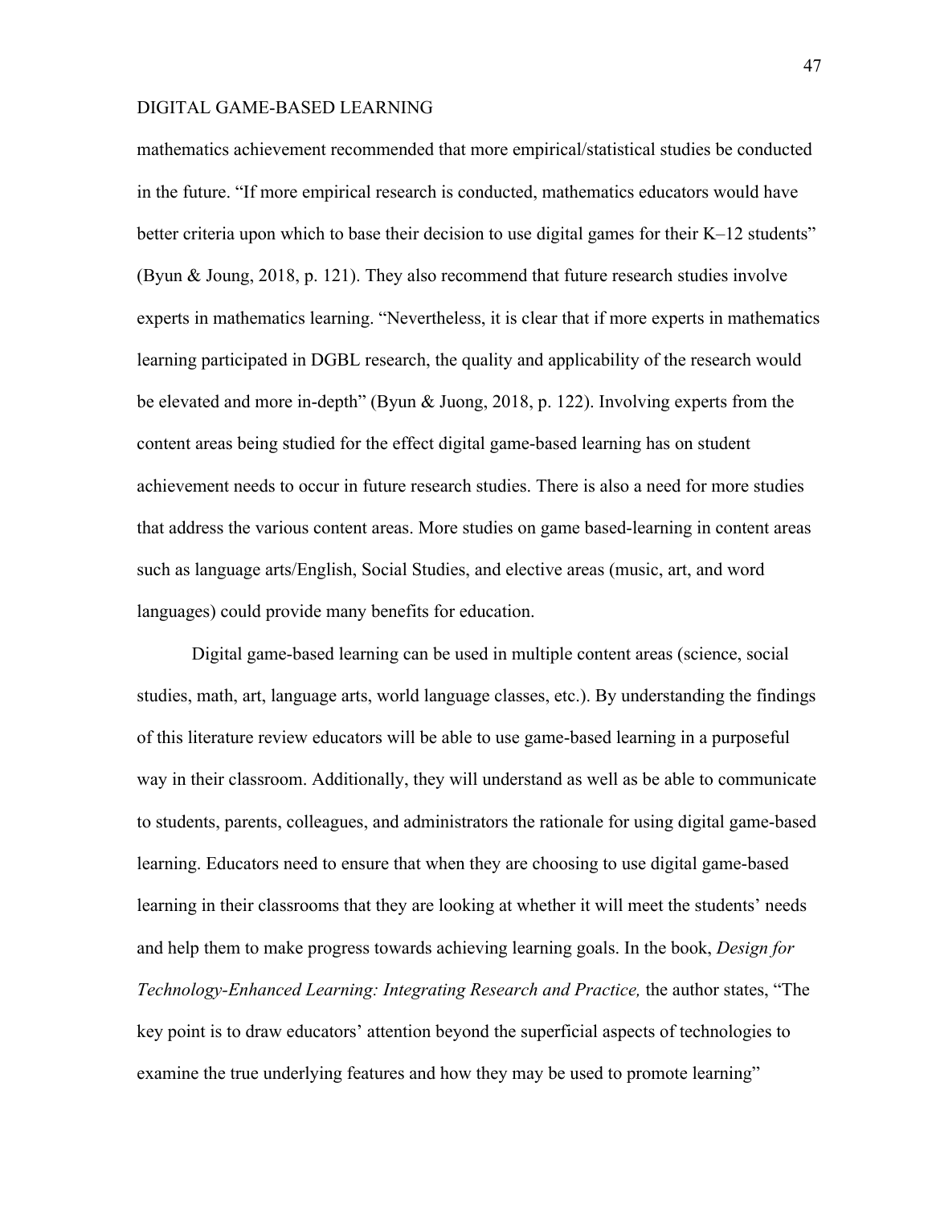mathematics achievement recommended that more empirical/statistical studies be conducted in the future. "If more empirical research is conducted, mathematics educators would have better criteria upon which to base their decision to use digital games for their K–12 students" (Byun & Joung, 2018, p. 121). They also recommend that future research studies involve experts in mathematics learning. "Nevertheless, it is clear that if more experts in mathematics learning participated in DGBL research, the quality and applicability of the research would be elevated and more in-depth" (Byun & Juong, 2018, p. 122). Involving experts from the content areas being studied for the effect digital game-based learning has on student achievement needs to occur in future research studies. There is also a need for more studies that address the various content areas. More studies on game based-learning in content areas such as language arts/English, Social Studies, and elective areas (music, art, and word languages) could provide many benefits for education.

Digital game-based learning can be used in multiple content areas (science, social studies, math, art, language arts, world language classes, etc.). By understanding the findings of this literature review educators will be able to use game-based learning in a purposeful way in their classroom. Additionally, they will understand as well as be able to communicate to students, parents, colleagues, and administrators the rationale for using digital game-based learning. Educators need to ensure that when they are choosing to use digital game-based learning in their classrooms that they are looking at whether it will meet the students' needs and help them to make progress towards achieving learning goals. In the book, *Design for Technology-Enhanced Learning: Integrating Research and Practice,* the author states, "The key point is to draw educators' attention beyond the superficial aspects of technologies to examine the true underlying features and how they may be used to promote learning"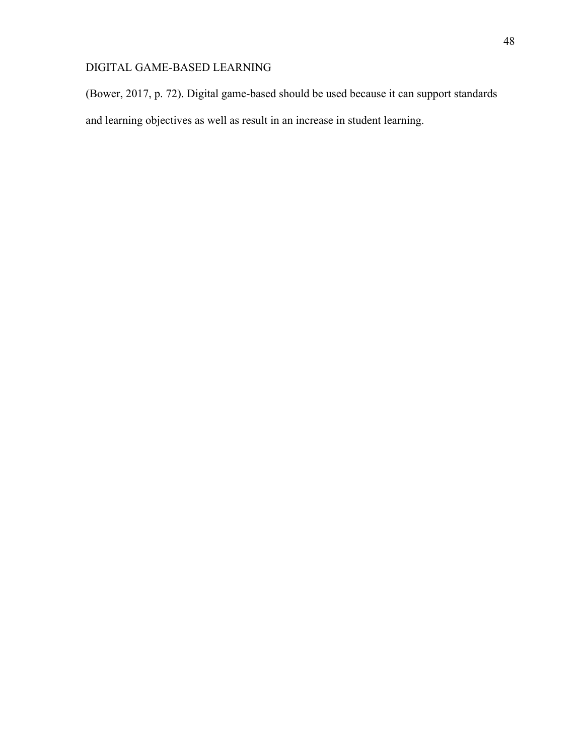(Bower, 2017, p. 72). Digital game-based should be used because it can support standards and learning objectives as well as result in an increase in student learning.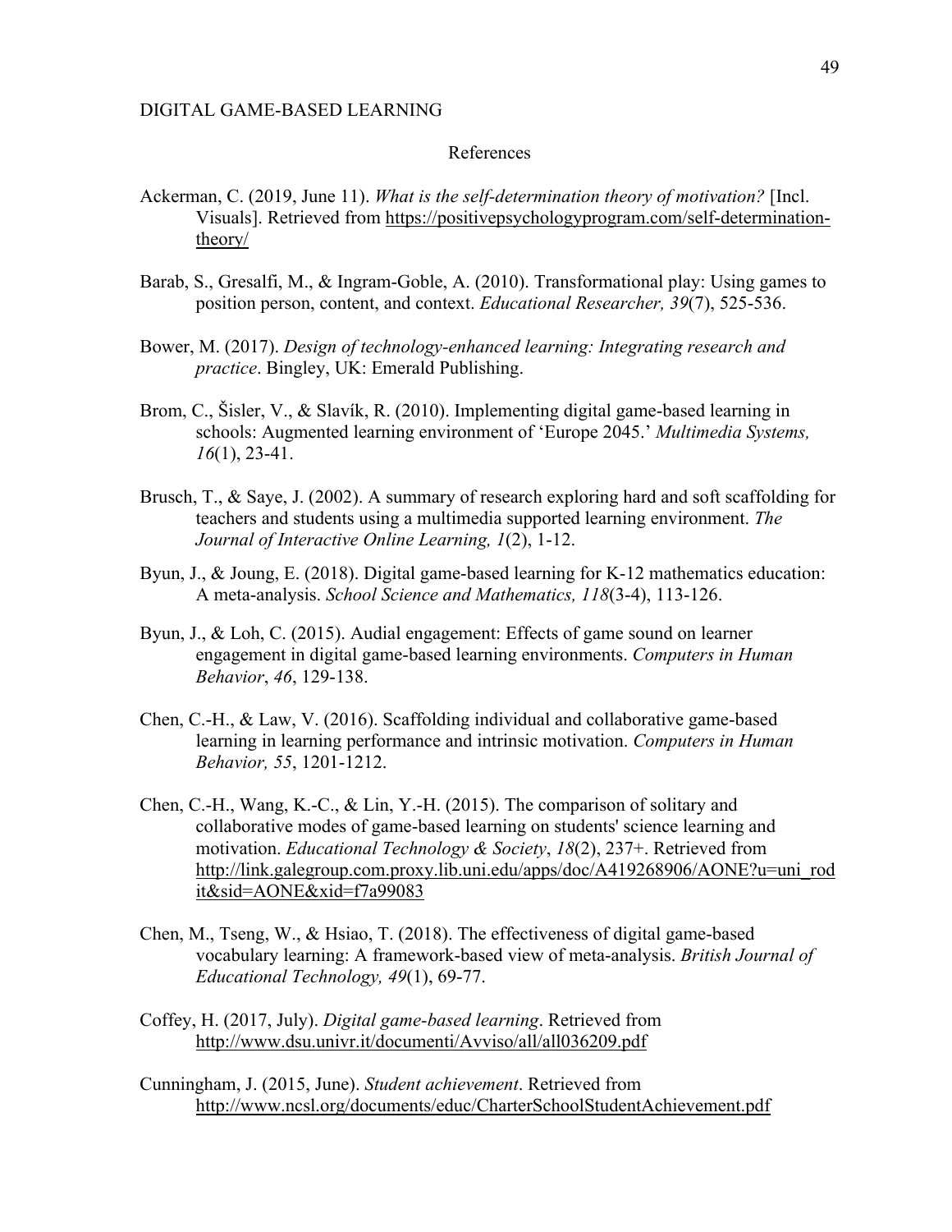# References

Ackerman, C. (2019, June 11). *What is the self-determination theory of motivation?* [Incl. Visuals]. Retrieved from https://positivepsychologyprogram.com/self-determination-theory/

Barab, S., Gresalfi, M., & Ingram-Goble, A. (2010). Transformational play: Using games to position person, content, and context. *Educational Researcher, 39*(7), 525-536.

Bower, M. (2017). *Design of technology-enhanced learning: Integrating research and practice*. Bingley, UK: Emerald Publishing.

Brom, C., Šisler, V., & Slavík, R. (2010). Implementing digital game-based learning in schools: Augmented learning environment of 'Europe 2045.' *Multimedia Systems, 16*(1), 23-41.

Brusch, T., & Saye, J. (2002). A summary of research exploring hard and soft scaffolding for teachers and students using a multimedia supported learning environment. *The Journal of Interactive Online Learning, 1*(2), 1-12.

Byun, J., & Joung, E. (2018). Digital game-based learning for K-12 mathematics education: A meta-analysis. *School Science and Mathematics, 118*(3-4), 113-126.

Byun, J., & Loh, C. (2015). Audial engagement: Effects of game sound on learner engagement in digital game-based learning environments. *Computers in Human Behavior*, *46*, 129-138.

Chen, C.-H., & Law, V. (2016). Scaffolding individual and collaborative game-based learning in learning performance and intrinsic motivation. *Computers in Human Behavior, 55*, 1201-1212.

Chen, C.-H., Wang, K.-C., & Lin, Y.-H. (2015). The comparison of solitary and collaborative modes of game-based learning on students' science learning and motivation. *Educational Technology & Society*, *18*(2), 237+. Retrieved from http://link.galegroup.com.proxy.lib.uni.edu/apps/doc/A419268906/AONE?u=uni_rodit&sid=AONE&xid=f7a99083

Chen, M., Tseng, W., & Hsiao, T. (2018). The effectiveness of digital game-based vocabulary learning: A framework-based view of meta-analysis. *British Journal of Educational Technology, 49*(1), 69-77.

Coffey, H. (2017, July). *Digital game-based learning*. Retrieved from http://www.dsu.univr.it/documenti/Avviso/all/all036209.pdf

Cunningham, J. (2015, June). *Student achievement*. Retrieved from http://www.ncsl.org/documents/educ/CharterSchoolStudentAchievement.pdf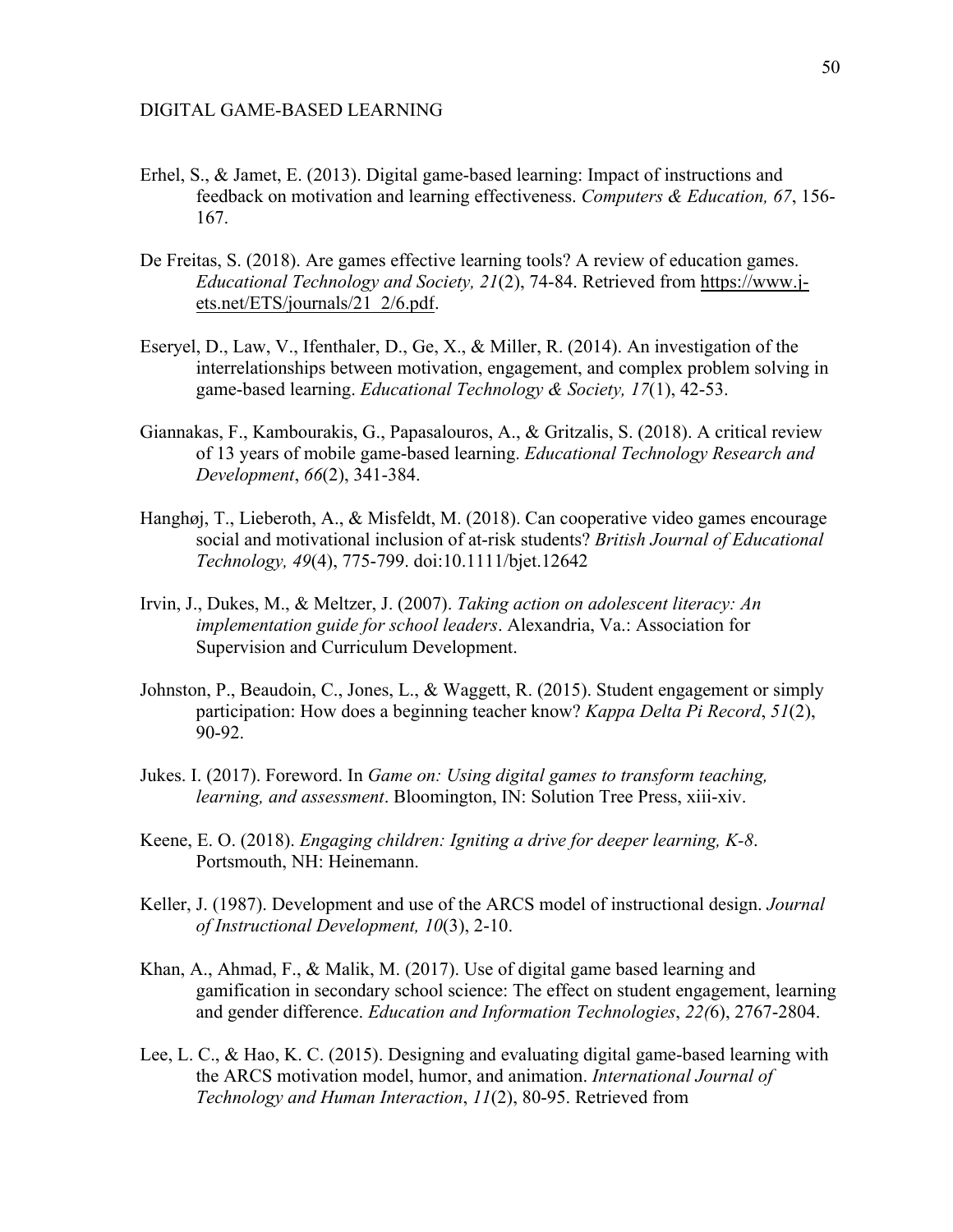Erhel, S., & Jamet, E. (2013). Digital game-based learning: Impact of instructions and feedback on motivation and learning effectiveness. *Computers & Education, 67*, 156-167.

De Freitas, S. (2018). Are games effective learning tools? A review of education games. *Educational Technology and Society, 21*(2), 74-84. Retrieved from https://www.j-ets.net/ETS/journals/21_2/6.pdf.

Eseryel, D., Law, V., Ifenthaler, D., Ge, X., & Miller, R. (2014). An investigation of the interrelationships between motivation, engagement, and complex problem solving in game-based learning. *Educational Technology & Society, 17*(1), 42-53.

Giannakas, F., Kambourakis, G., Papasalouros, A., & Gritzalis, S. (2018). A critical review of 13 years of mobile game-based learning. *Educational Technology Research and Development*, *66*(2), 341-384.

Hanghøj, T., Lieberoth, A., & Misfeldt, M. (2018). Can cooperative video games encourage social and motivational inclusion of at-risk students? *British Journal of Educational Technology, 49*(4), 775-799. doi:10.1111/bjet.12642

Irvin, J., Dukes, M., & Meltzer, J. (2007). *Taking action on adolescent literacy: An implementation guide for school leaders*. Alexandria, Va.: Association for Supervision and Curriculum Development.

Johnston, P., Beaudoin, C., Jones, L., & Waggett, R. (2015). Student engagement or simply participation: How does a beginning teacher know? *Kappa Delta Pi Record*, *51*(2), 90-92.

Jukes. I. (2017). Foreword. In *Game on: Using digital games to transform teaching, learning, and assessment*. Bloomington, IN: Solution Tree Press, xiii-xiv.

Keene, E. O. (2018). *Engaging children: Igniting a drive for deeper learning, K-8*. Portsmouth, NH: Heinemann.

Keller, J. (1987). Development and use of the ARCS model of instructional design. *Journal of Instructional Development, 10*(3), 2-10.

Khan, A., Ahmad, F., & Malik, M. (2017). Use of digital game based learning and gamification in secondary school science: The effect on student engagement, learning and gender difference. *Education and Information Technologies*, *22(*6), 2767-2804.

Lee, L. C., & Hao, K. C. (2015). Designing and evaluating digital game-based learning with the ARCS motivation model, humor, and animation. *International Journal of Technology and Human Interaction*, *11*(2), 80-95. Retrieved from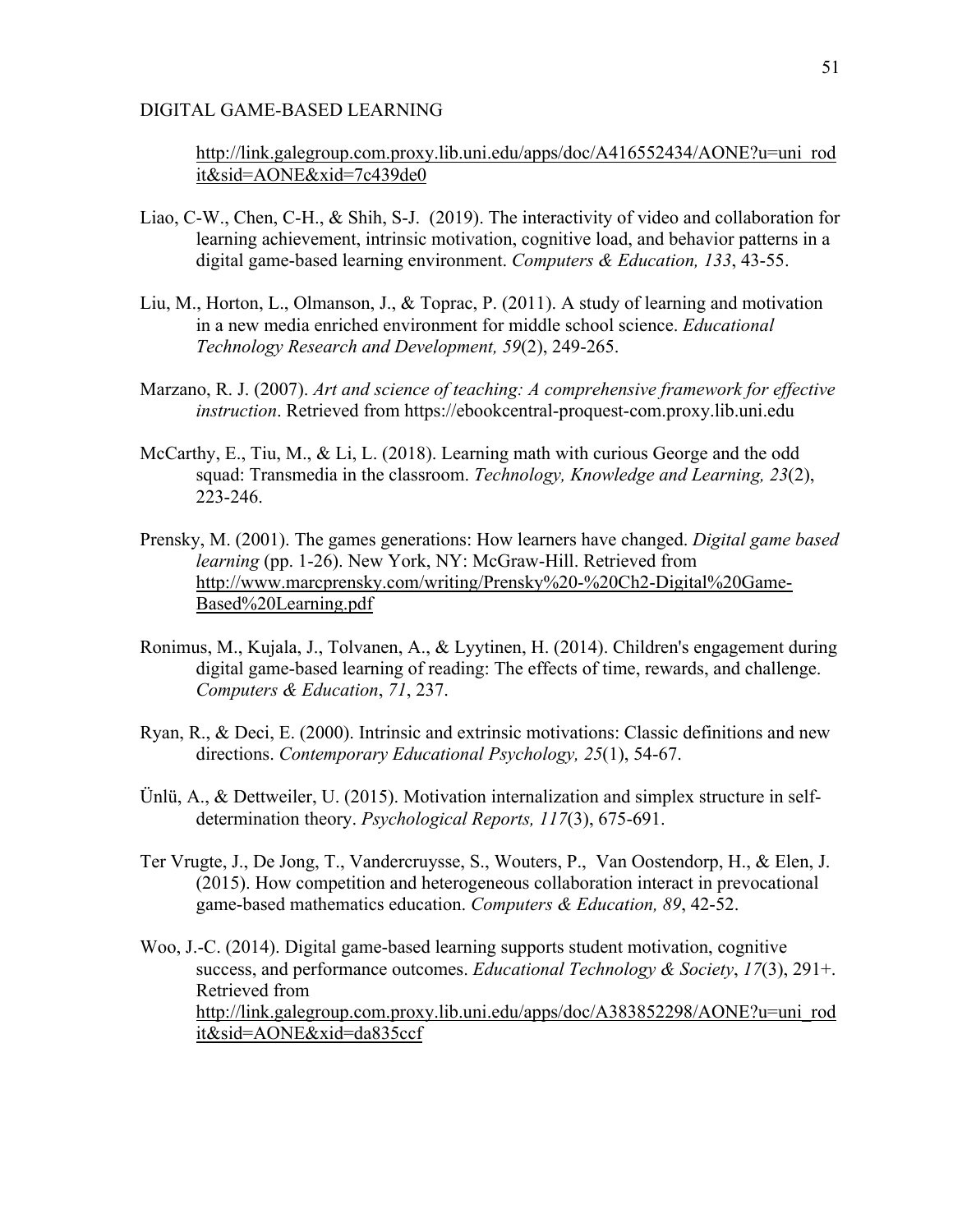http://link.galegroup.com.proxy.lib.uni.edu/apps/doc/A416552434/AONE?u=uni_rodit&sid=AONE&xid=7c439de0

Liao, C-W., Chen, C-H., & Shih, S-J. (2019). The interactivity of video and collaboration for learning achievement, intrinsic motivation, cognitive load, and behavior patterns in a digital game-based learning environment. *Computers & Education, 133*, 43-55.

Liu, M., Horton, L., Olmanson, J., & Toprac, P. (2011). A study of learning and motivation in a new media enriched environment for middle school science. *Educational Technology Research and Development, 59*(2), 249-265.

Marzano, R. J. (2007). *Art and science of teaching: A comprehensive framework for effective instruction*. Retrieved from https://ebookcentral-proquest-com.proxy.lib.uni.edu

McCarthy, E., Tiu, M., & Li, L. (2018). Learning math with curious George and the odd squad: Transmedia in the classroom. *Technology, Knowledge and Learning, 23*(2), 223-246.

Prensky, M. (2001). The games generations: How learners have changed. *Digital game based learning* (pp. 1-26). New York, NY: McGraw-Hill. Retrieved from http://www.marcprensky.com/writing/Prensky%20-%20Ch2-Digital%20Game-Based%20Learning.pdf

Ronimus, M., Kujala, J., Tolvanen, A., & Lyytinen, H. (2014). Children's engagement during digital game-based learning of reading: The effects of time, rewards, and challenge. *Computers & Education*, *71*, 237.

Ryan, R., & Deci, E. (2000). Intrinsic and extrinsic motivations: Classic definitions and new directions. *Contemporary Educational Psychology, 25*(1), 54-67.

Ünlü, A., & Dettweiler, U. (2015). Motivation internalization and simplex structure in self-determination theory. *Psychological Reports, 117*(3), 675-691.

Ter Vrugte, J., De Jong, T., Vandercruysse, S., Wouters, P., Van Oostendorp, H., & Elen, J. (2015). How competition and heterogeneous collaboration interact in prevocational game-based mathematics education. *Computers & Education, 89*, 42-52.

Woo, J.-C. (2014). Digital game-based learning supports student motivation, cognitive success, and performance outcomes. *Educational Technology & Society*, *17*(3), 291+. Retrieved from http://link.galegroup.com.proxy.lib.uni.edu/apps/doc/A383852298/AONE?u=uni_rodit&sid=AONE&xid=da835ccf